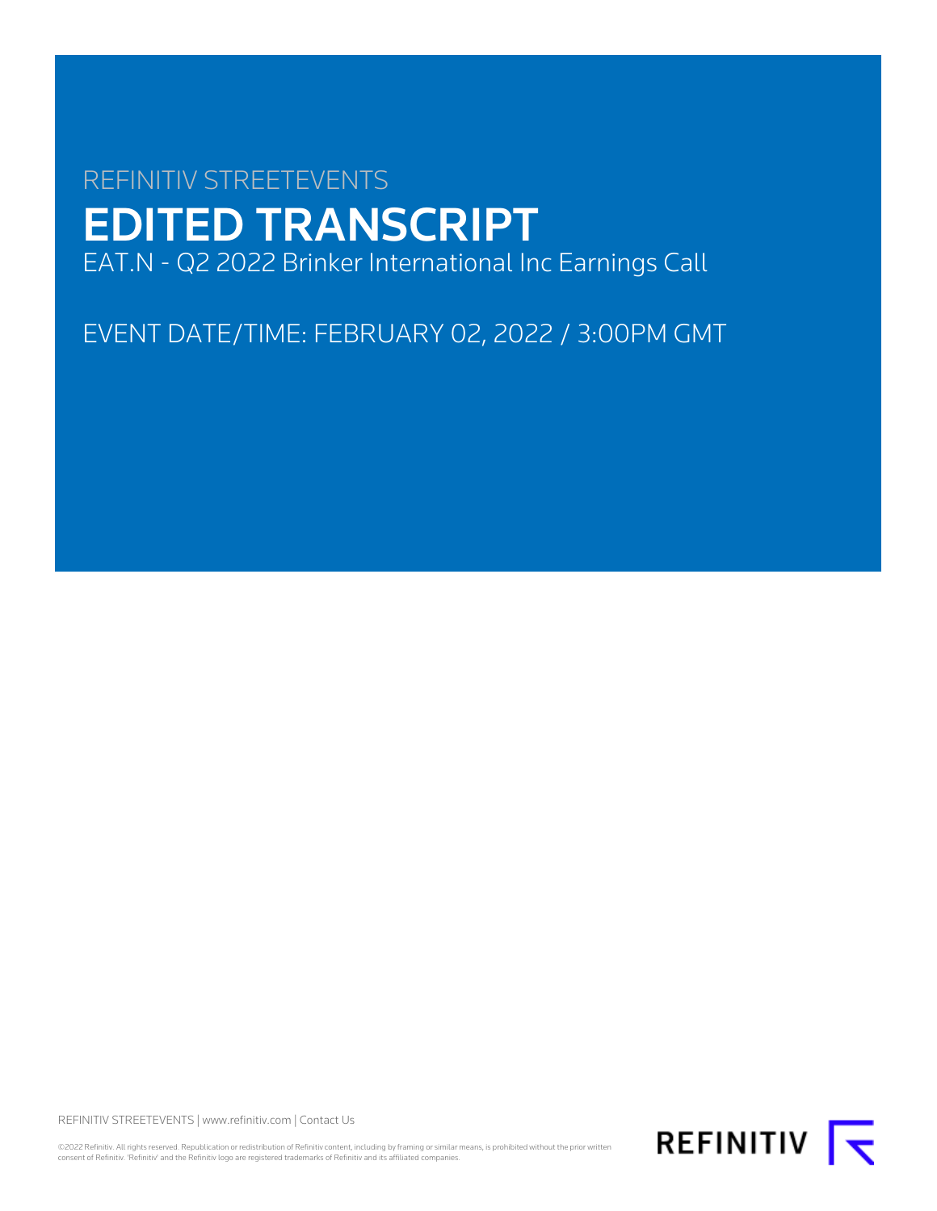REFINITIV STREETEVENTS

# EDITED TRANSCRIPT

EAT.N - Q2 2022 Brinker International Inc Earnings Call

EVENT DATE/TIME: FEBRUARY 02, 2022 / 3:00PM GMT

REFINITIV STREETEVENTS | www.refinitiv.com | Contact Us

©2022 Refinitiv. All rights reserved. Republication or redistribution of Refinitiv content, including by framing or similar means, is prohibited without the prior written consent of Refinitiv. 'Refinitiv' and the Refinitiv logo are registered trademarks of Refinitiv and its affiliated companies.

REFINITIV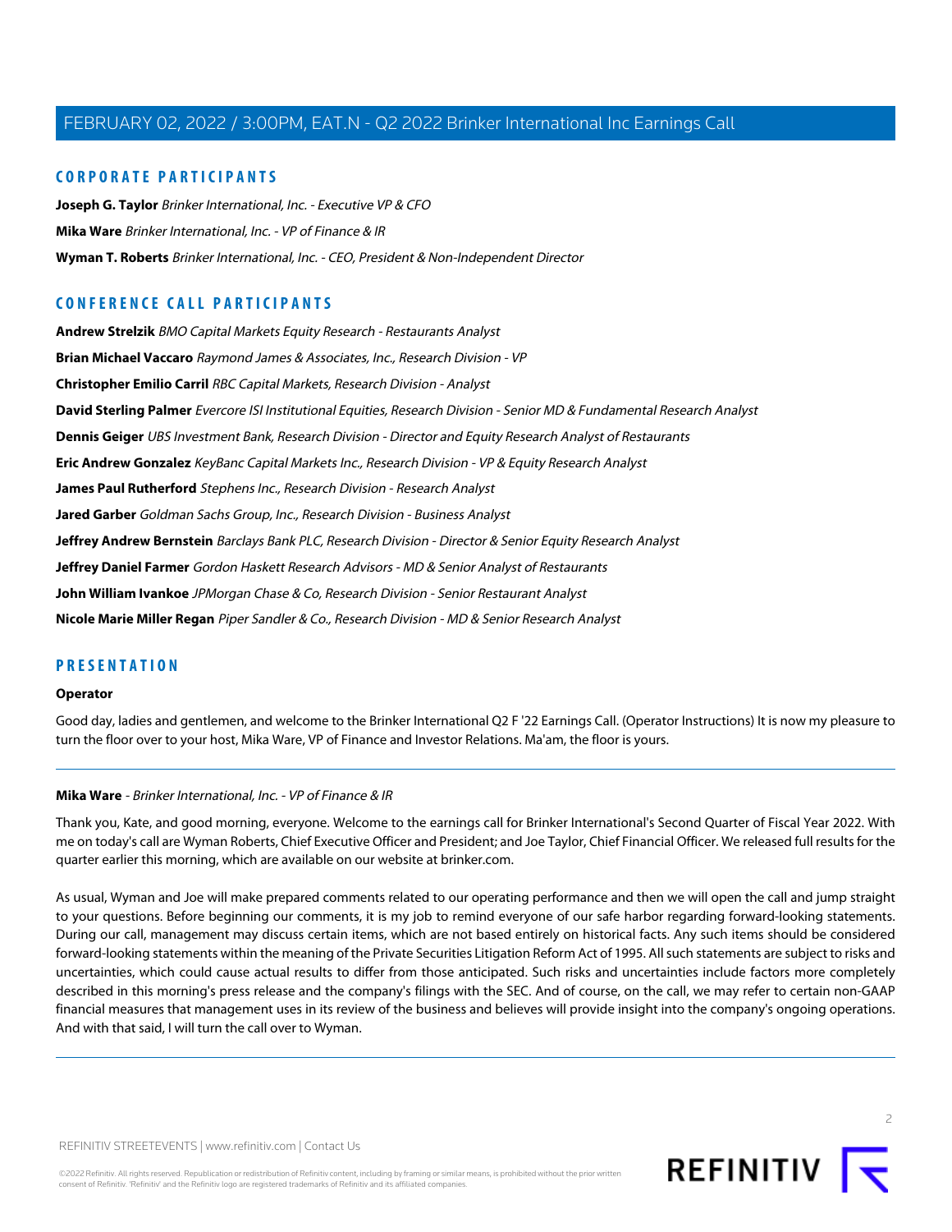## CORPORATE PARTICIPANTS

**Joseph G. Taylor** *Brinker International, Inc. - Executive VP & CFO*

**Mika Ware** *Brinker International, Inc. - VP of Finance & IR*

**Wyman T. Roberts** *Brinker International, Inc. - CEO, President & Non-Independent Director*

## CONFERENCE CALL PARTICIPANTS

**Andrew Strelzik** *BMO Capital Markets Equity Research - Restaurants Analyst*

**Brian Michael Vaccaro** *Raymond James & Associates, Inc., Research Division - VP*

**Christopher Emilio Carril** *RBC Capital Markets, Research Division - Analyst*

**David Sterling Palmer** *Evercore ISI Institutional Equities, Research Division - Senior MD & Fundamental Research Analyst*

**Dennis Geiger** *UBS Investment Bank, Research Division - Director and Equity Research Analyst of Restaurants*

**Eric Andrew Gonzalez** *KeyBanc Capital Markets Inc., Research Division - VP & Equity Research Analyst*

**James Paul Rutherford** *Stephens Inc., Research Division - Research Analyst*

**Jared Garber** *Goldman Sachs Group, Inc., Research Division - Business Analyst*

**Jeffrey Andrew Bernstein** *Barclays Bank PLC, Research Division - Director & Senior Equity Research Analyst*

**Jeffrey Daniel Farmer** *Gordon Haskett Research Advisors - MD & Senior Analyst of Restaurants*

**John William Ivankoe** *JPMorgan Chase & Co, Research Division - Senior Restaurant Analyst*

**Nicole Marie Miller Regan** *Piper Sandler & Co., Research Division - MD & Senior Research Analyst*

## PRESENTATION

**Operator**

Good day, ladies and gentlemen, and welcome to the Brinker International Q2 F '22 Earnings Call. (Operator Instructions) It is now my pleasure to turn the floor over to your host, Mika Ware, VP of Finance and Investor Relations. Ma'am, the floor is yours.

---

**Mika Ware** - *Brinker International, Inc. - VP of Finance & IR*

Thank you, Kate, and good morning, everyone. Welcome to the earnings call for Brinker International's Second Quarter of Fiscal Year 2022. With me on today's call are Wyman Roberts, Chief Executive Officer and President; and Joe Taylor, Chief Financial Officer. We released full results for the quarter earlier this morning, which are available on our website at brinker.com.

As usual, Wyman and Joe will make prepared comments related to our operating performance and then we will open the call and jump straight to your questions. Before beginning our comments, it is my job to remind everyone of our safe harbor regarding forward-looking statements. During our call, management may discuss certain items, which are not based entirely on historical facts. Any such items should be considered forward-looking statements within the meaning of the Private Securities Litigation Reform Act of 1995. All such statements are subject to risks and uncertainties, which could cause actual results to differ from those anticipated. Such risks and uncertainties include factors more completely described in this morning's press release and the company's filings with the SEC. And of course, on the call, we may refer to certain non-GAAP financial measures that management uses in its review of the business and believes will provide insight into the company's ongoing operations. And with that said, I will turn the call over to Wyman.

---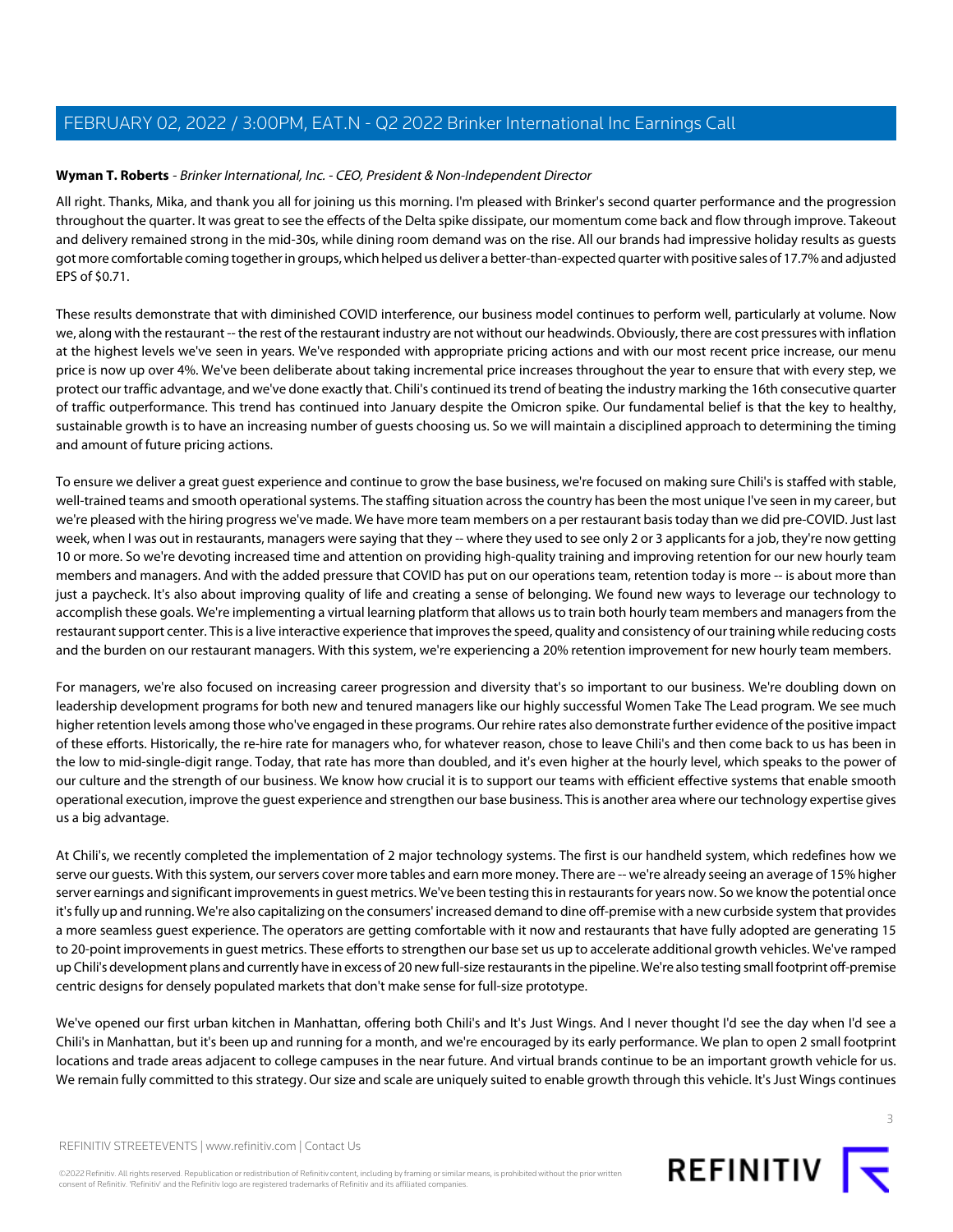**Wyman T. Roberts** - *Brinker International, Inc. - CEO, President & Non-Independent Director*

All right. Thanks, Mika, and thank you all for joining us this morning. I'm pleased with Brinker's second quarter performance and the progression throughout the quarter. It was great to see the effects of the Delta spike dissipate, our momentum come back and flow through improve. Takeout and delivery remained strong in the mid-30s, while dining room demand was on the rise. All our brands had impressive holiday results as guests got more comfortable coming together in groups, which helped us deliver a better-than-expected quarter with positive sales of 17.7% and adjusted EPS of $0.71.

These results demonstrate that with diminished COVID interference, our business model continues to perform well, particularly at volume. Now we, along with the restaurant -- the rest of the restaurant industry are not without our headwinds. Obviously, there are cost pressures with inflation at the highest levels we've seen in years. We've responded with appropriate pricing actions and with our most recent price increase, our menu price is now up over 4%. We've been deliberate about taking incremental price increases throughout the year to ensure that with every step, we protect our traffic advantage, and we've done exactly that. Chili's continued its trend of beating the industry marking the 16th consecutive quarter of traffic outperformance. This trend has continued into January despite the Omicron spike. Our fundamental belief is that the key to healthy, sustainable growth is to have an increasing number of guests choosing us. So we will maintain a disciplined approach to determining the timing and amount of future pricing actions.

To ensure we deliver a great guest experience and continue to grow the base business, we're focused on making sure Chili's is staffed with stable, well-trained teams and smooth operational systems. The staffing situation across the country has been the most unique I've seen in my career, but we're pleased with the hiring progress we've made. We have more team members on a per restaurant basis today than we did pre-COVID. Just last week, when I was out in restaurants, managers were saying that they -- where they used to see only 2 or 3 applicants for a job, they're now getting 10 or more. So we're devoting increased time and attention on providing high-quality training and improving retention for our new hourly team members and managers. And with the added pressure that COVID has put on our operations team, retention today is more -- is about more than just a paycheck. It's also about improving quality of life and creating a sense of belonging. We found new ways to leverage our technology to accomplish these goals. We're implementing a virtual learning platform that allows us to train both hourly team members and managers from the restaurant support center. This is a live interactive experience that improves the speed, quality and consistency of our training while reducing costs and the burden on our restaurant managers. With this system, we're experiencing a 20% retention improvement for new hourly team members.

For managers, we're also focused on increasing career progression and diversity that's so important to our business. We're doubling down on leadership development programs for both new and tenured managers like our highly successful Women Take The Lead program. We see much higher retention levels among those who've engaged in these programs. Our rehire rates also demonstrate further evidence of the positive impact of these efforts. Historically, the re-hire rate for managers who, for whatever reason, chose to leave Chili's and then come back to us has been in the low to mid-single-digit range. Today, that rate has more than doubled, and it's even higher at the hourly level, which speaks to the power of our culture and the strength of our business. We know how crucial it is to support our teams with efficient effective systems that enable smooth operational execution, improve the guest experience and strengthen our base business. This is another area where our technology expertise gives us a big advantage.

At Chili's, we recently completed the implementation of 2 major technology systems. The first is our handheld system, which redefines how we serve our guests. With this system, our servers cover more tables and earn more money. There are -- we're already seeing an average of 15% higher server earnings and significant improvements in guest metrics. We've been testing this in restaurants for years now. So we know the potential once it's fully up and running. We're also capitalizing on the consumers' increased demand to dine off-premise with a new curbside system that provides a more seamless guest experience. The operators are getting comfortable with it now and restaurants that have fully adopted are generating 15 to 20-point improvements in guest metrics. These efforts to strengthen our base set us up to accelerate additional growth vehicles. We've ramped up Chili's development plans and currently have in excess of 20 new full-size restaurants in the pipeline. We're also testing small footprint off-premise centric designs for densely populated markets that don't make sense for full-size prototype.

We've opened our first urban kitchen in Manhattan, offering both Chili's and It's Just Wings. And I never thought I'd see the day when I'd see a Chili's in Manhattan, but it's been up and running for a month, and we're encouraged by its early performance. We plan to open 2 small footprint locations and trade areas adjacent to college campuses in the near future. And virtual brands continue to be an important growth vehicle for us. We remain fully committed to this strategy. Our size and scale are uniquely suited to enable growth through this vehicle. It's Just Wings continues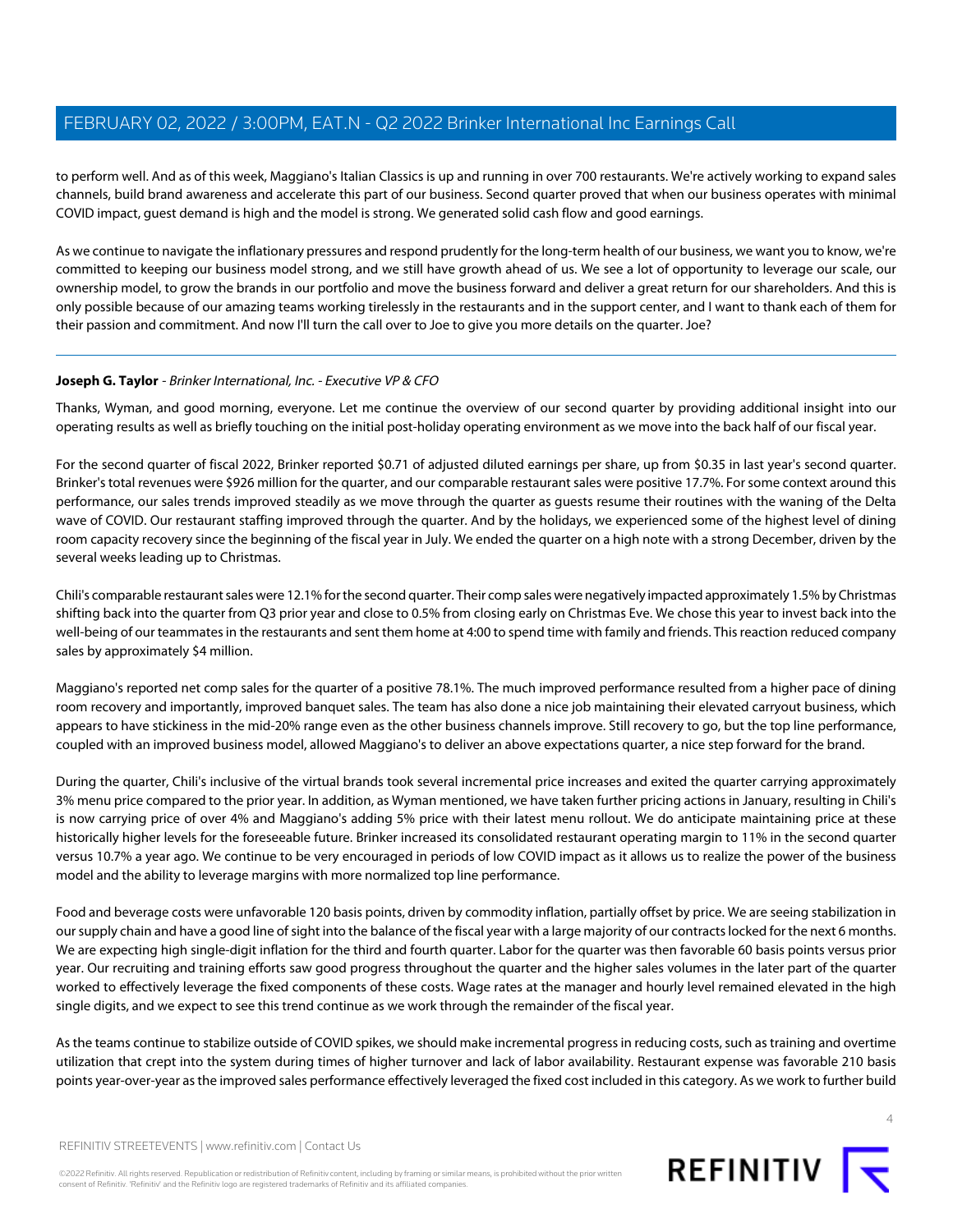to perform well. And as of this week, Maggiano's Italian Classics is up and running in over 700 restaurants. We're actively working to expand sales channels, build brand awareness and accelerate this part of our business. Second quarter proved that when our business operates with minimal COVID impact, guest demand is high and the model is strong. We generated solid cash flow and good earnings.

As we continue to navigate the inflationary pressures and respond prudently for the long-term health of our business, we want you to know, we're committed to keeping our business model strong, and we still have growth ahead of us. We see a lot of opportunity to leverage our scale, our ownership model, to grow the brands in our portfolio and move the business forward and deliver a great return for our shareholders. And this is only possible because of our amazing teams working tirelessly in the restaurants and in the support center, and I want to thank each of them for their passion and commitment. And now I'll turn the call over to Joe to give you more details on the quarter. Joe?

---

**Joseph G. Taylor** - *Brinker International, Inc. - Executive VP & CFO*

Thanks, Wyman, and good morning, everyone. Let me continue the overview of our second quarter by providing additional insight into our operating results as well as briefly touching on the initial post-holiday operating environment as we move into the back half of our fiscal year.

For the second quarter of fiscal 2022, Brinker reported $0.71 of adjusted diluted earnings per share, up from $0.35 in last year's second quarter. Brinker's total revenues were $926 million for the quarter, and our comparable restaurant sales were positive 17.7%. For some context around this performance, our sales trends improved steadily as we move through the quarter as guests resume their routines with the waning of the Delta wave of COVID. Our restaurant staffing improved through the quarter. And by the holidays, we experienced some of the highest level of dining room capacity recovery since the beginning of the fiscal year in July. We ended the quarter on a high note with a strong December, driven by the several weeks leading up to Christmas.

Chili's comparable restaurant sales were 12.1% for the second quarter. Their comp sales were negatively impacted approximately 1.5% by Christmas shifting back into the quarter from Q3 prior year and close to 0.5% from closing early on Christmas Eve. We chose this year to invest back into the well-being of our teammates in the restaurants and sent them home at 4:00 to spend time with family and friends. This reaction reduced company sales by approximately $4 million.

Maggiano's reported net comp sales for the quarter of a positive 78.1%. The much improved performance resulted from a higher pace of dining room recovery and importantly, improved banquet sales. The team has also done a nice job maintaining their elevated carryout business, which appears to have stickiness in the mid-20% range even as the other business channels improve. Still recovery to go, but the top line performance, coupled with an improved business model, allowed Maggiano's to deliver an above expectations quarter, a nice step forward for the brand.

During the quarter, Chili's inclusive of the virtual brands took several incremental price increases and exited the quarter carrying approximately 3% menu price compared to the prior year. In addition, as Wyman mentioned, we have taken further pricing actions in January, resulting in Chili's is now carrying price of over 4% and Maggiano's adding 5% price with their latest menu rollout. We do anticipate maintaining price at these historically higher levels for the foreseeable future. Brinker increased its consolidated restaurant operating margin to 11% in the second quarter versus 10.7% a year ago. We continue to be very encouraged in periods of low COVID impact as it allows us to realize the power of the business model and the ability to leverage margins with more normalized top line performance.

Food and beverage costs were unfavorable 120 basis points, driven by commodity inflation, partially offset by price. We are seeing stabilization in our supply chain and have a good line of sight into the balance of the fiscal year with a large majority of our contracts locked for the next 6 months. We are expecting high single-digit inflation for the third and fourth quarter. Labor for the quarter was then favorable 60 basis points versus prior year. Our recruiting and training efforts saw good progress throughout the quarter and the higher sales volumes in the later part of the quarter worked to effectively leverage the fixed components of these costs. Wage rates at the manager and hourly level remained elevated in the high single digits, and we expect to see this trend continue as we work through the remainder of the fiscal year.

As the teams continue to stabilize outside of COVID spikes, we should make incremental progress in reducing costs, such as training and overtime utilization that crept into the system during times of higher turnover and lack of labor availability. Restaurant expense was favorable 210 basis points year-over-year as the improved sales performance effectively leveraged the fixed cost included in this category. As we work to further build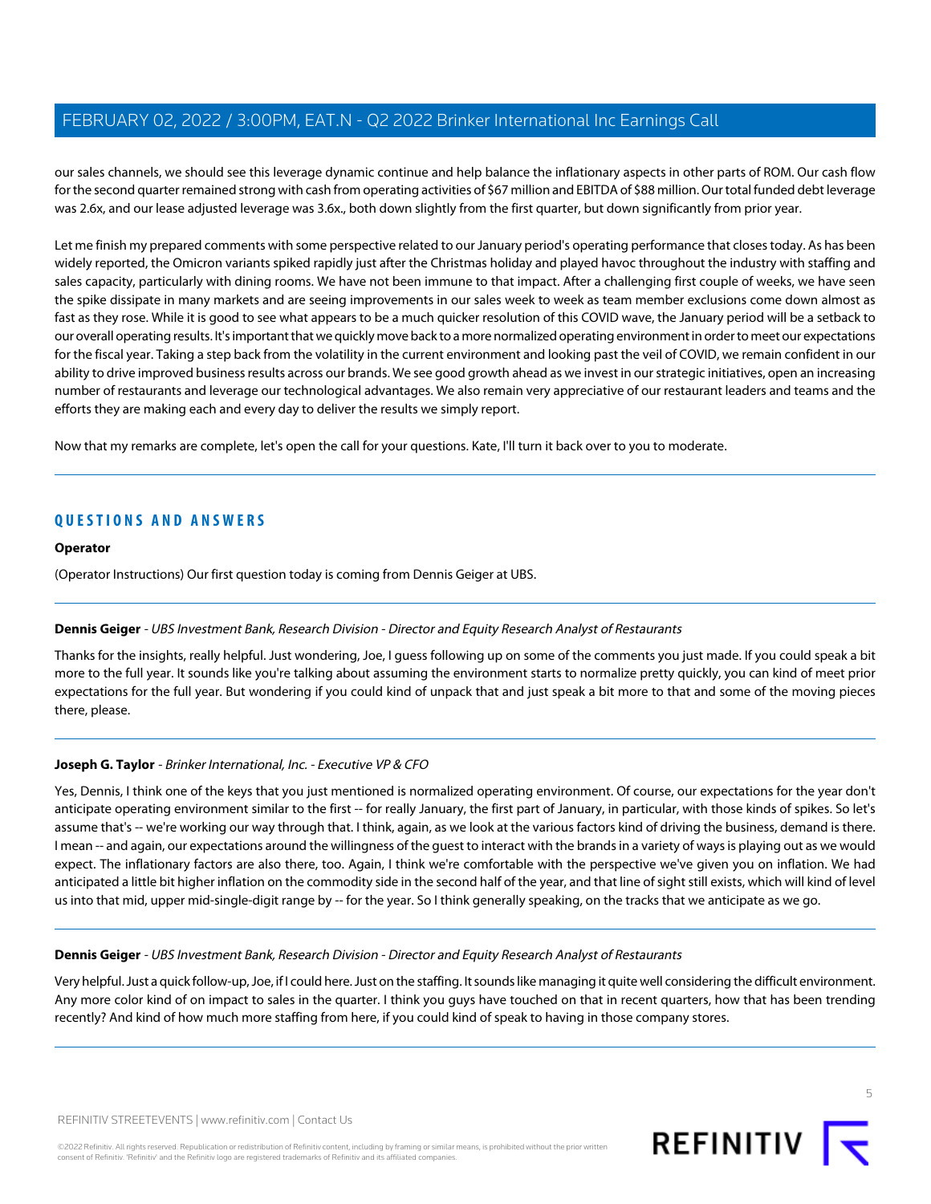our sales channels, we should see this leverage dynamic continue and help balance the inflationary aspects in other parts of ROM. Our cash flow for the second quarter remained strong with cash from operating activities of $67 million and EBITDA of $88 million. Our total funded debt leverage was 2.6x, and our lease adjusted leverage was 3.6x., both down slightly from the first quarter, but down significantly from prior year.

Let me finish my prepared comments with some perspective related to our January period's operating performance that closes today. As has been widely reported, the Omicron variants spiked rapidly just after the Christmas holiday and played havoc throughout the industry with staffing and sales capacity, particularly with dining rooms. We have not been immune to that impact. After a challenging first couple of weeks, we have seen the spike dissipate in many markets and are seeing improvements in our sales week to week as team member exclusions come down almost as fast as they rose. While it is good to see what appears to be a much quicker resolution of this COVID wave, the January period will be a setback to our overall operating results. It's important that we quickly move back to a more normalized operating environment in order to meet our expectations for the fiscal year. Taking a step back from the volatility in the current environment and looking past the veil of COVID, we remain confident in our ability to drive improved business results across our brands. We see good growth ahead as we invest in our strategic initiatives, open an increasing number of restaurants and leverage our technological advantages. We also remain very appreciative of our restaurant leaders and teams and the efforts they are making each and every day to deliver the results we simply report.

Now that my remarks are complete, let's open the call for your questions. Kate, I'll turn it back over to you to moderate.

## QUESTIONS AND ANSWERS

**Operator**

(Operator Instructions) Our first question today is coming from Dennis Geiger at UBS.

**Dennis Geiger** - *UBS Investment Bank, Research Division - Director and Equity Research Analyst of Restaurants*

Thanks for the insights, really helpful. Just wondering, Joe, I guess following up on some of the comments you just made. If you could speak a bit more to the full year. It sounds like you're talking about assuming the environment starts to normalize pretty quickly, you can kind of meet prior expectations for the full year. But wondering if you could kind of unpack that and just speak a bit more to that and some of the moving pieces there, please.

**Joseph G. Taylor** - *Brinker International, Inc. - Executive VP & CFO*

Yes, Dennis, I think one of the keys that you just mentioned is normalized operating environment. Of course, our expectations for the year don't anticipate operating environment similar to the first -- for really January, the first part of January, in particular, with those kinds of spikes. So let's assume that's -- we're working our way through that. I think, again, as we look at the various factors kind of driving the business, demand is there. I mean -- and again, our expectations around the willingness of the guest to interact with the brands in a variety of ways is playing out as we would expect. The inflationary factors are also there, too. Again, I think we're comfortable with the perspective we've given you on inflation. We had anticipated a little bit higher inflation on the commodity side in the second half of the year, and that line of sight still exists, which will kind of level us into that mid, upper mid-single-digit range by -- for the year. So I think generally speaking, on the tracks that we anticipate as we go.

**Dennis Geiger** - *UBS Investment Bank, Research Division - Director and Equity Research Analyst of Restaurants*

Very helpful. Just a quick follow-up, Joe, if I could here. Just on the staffing. It sounds like managing it quite well considering the difficult environment. Any more color kind of on impact to sales in the quarter. I think you guys have touched on that in recent quarters, how that has been trending recently? And kind of how much more staffing from here, if you could kind of speak to having in those company stores.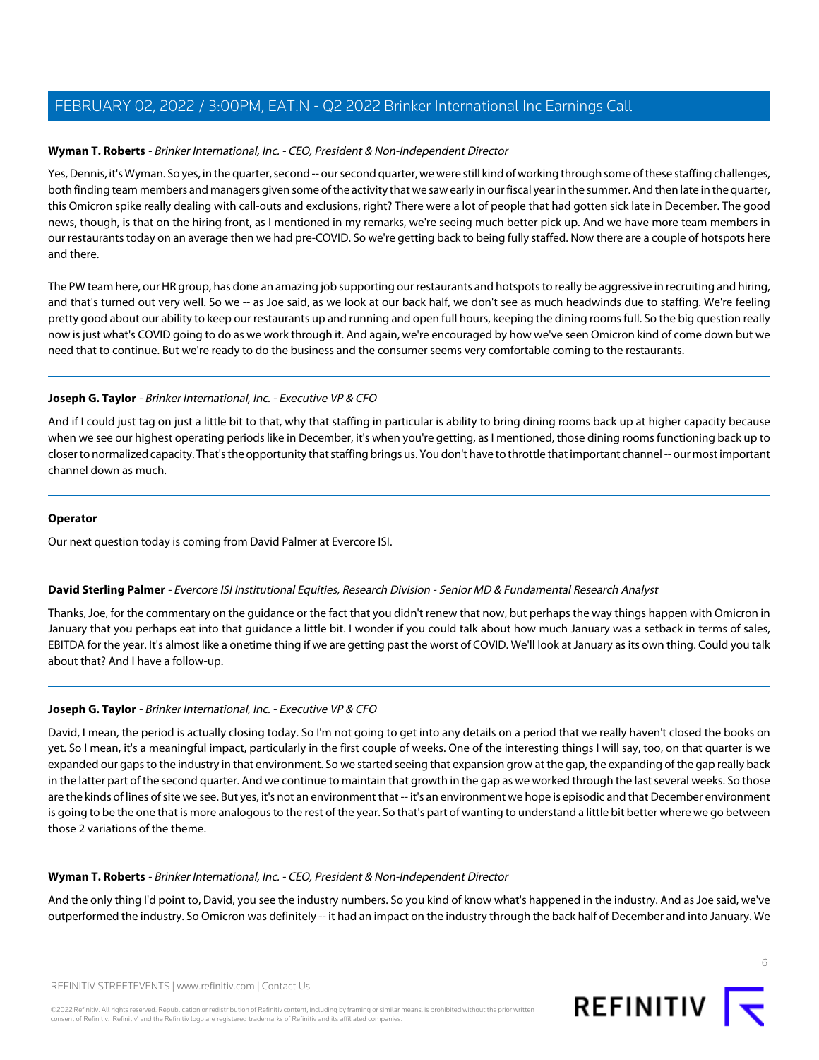**Wyman T. Roberts** - *Brinker International, Inc. - CEO, President & Non-Independent Director*

Yes, Dennis, it's Wyman. So yes, in the quarter, second -- our second quarter, we were still kind of working through some of these staffing challenges, both finding team members and managers given some of the activity that we saw early in our fiscal year in the summer. And then late in the quarter, this Omicron spike really dealing with call-outs and exclusions, right? There were a lot of people that had gotten sick late in December. The good news, though, is that on the hiring front, as I mentioned in my remarks, we're seeing much better pick up. And we have more team members in our restaurants today on an average then we had pre-COVID. So we're getting back to being fully staffed. Now there are a couple of hotspots here and there.

The PW team here, our HR group, has done an amazing job supporting our restaurants and hotspots to really be aggressive in recruiting and hiring, and that's turned out very well. So we -- as Joe said, as we look at our back half, we don't see as much headwinds due to staffing. We're feeling pretty good about our ability to keep our restaurants up and running and open full hours, keeping the dining rooms full. So the big question really now is just what's COVID going to do as we work through it. And again, we're encouraged by how we've seen Omicron kind of come down but we need that to continue. But we're ready to do the business and the consumer seems very comfortable coming to the restaurants.

---

**Joseph G. Taylor** - *Brinker International, Inc. - Executive VP & CFO*

And if I could just tag on just a little bit to that, why that staffing in particular is ability to bring dining rooms back up at higher capacity because when we see our highest operating periods like in December, it's when you're getting, as I mentioned, those dining rooms functioning back up to closer to normalized capacity. That's the opportunity that staffing brings us. You don't have to throttle that important channel -- our most important channel down as much.

---

**Operator**

Our next question today is coming from David Palmer at Evercore ISI.

---

**David Sterling Palmer** - *Evercore ISI Institutional Equities, Research Division - Senior MD & Fundamental Research Analyst*

Thanks, Joe, for the commentary on the guidance or the fact that you didn't renew that now, but perhaps the way things happen with Omicron in January that you perhaps eat into that guidance a little bit. I wonder if you could talk about how much January was a setback in terms of sales, EBITDA for the year. It's almost like a onetime thing if we are getting past the worst of COVID. We'll look at January as its own thing. Could you talk about that? And I have a follow-up.

---

**Joseph G. Taylor** - *Brinker International, Inc. - Executive VP & CFO*

David, I mean, the period is actually closing today. So I'm not going to get into any details on a period that we really haven't closed the books on yet. So I mean, it's a meaningful impact, particularly in the first couple of weeks. One of the interesting things I will say, too, on that quarter is we expanded our gaps to the industry in that environment. So we started seeing that expansion grow at the gap, the expanding of the gap really back in the latter part of the second quarter. And we continue to maintain that growth in the gap as we worked through the last several weeks. So those are the kinds of lines of site we see. But yes, it's not an environment that -- it's an environment we hope is episodic and that December environment is going to be the one that is more analogous to the rest of the year. So that's part of wanting to understand a little bit better where we go between those 2 variations of the theme.

---

**Wyman T. Roberts** - *Brinker International, Inc. - CEO, President & Non-Independent Director*

And the only thing I'd point to, David, you see the industry numbers. So you kind of know what's happened in the industry. And as Joe said, we've outperformed the industry. So Omicron was definitely -- it had an impact on the industry through the back half of December and into January. We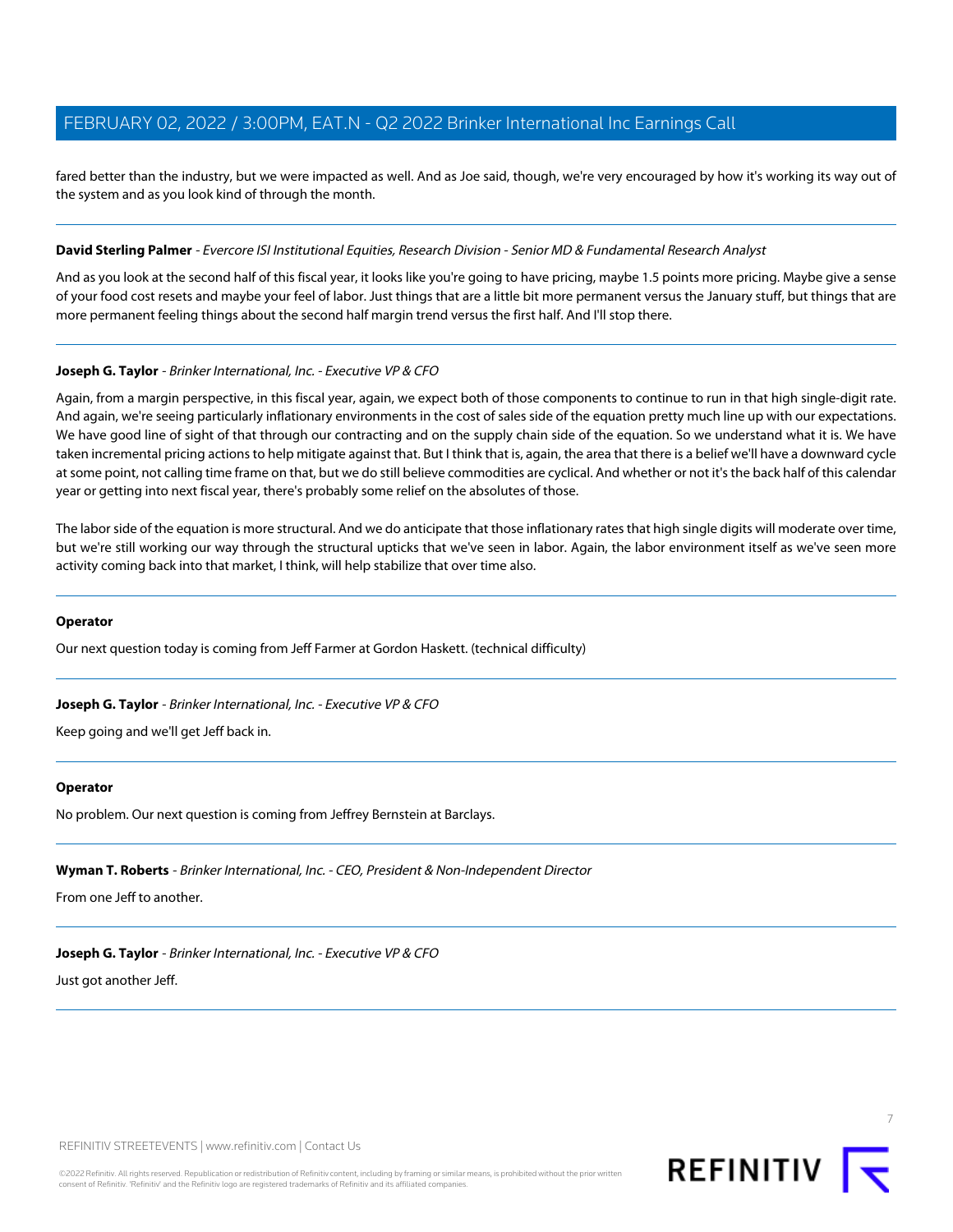fared better than the industry, but we were impacted as well. And as Joe said, though, we're very encouraged by how it's working its way out of the system and as you look kind of through the month.

---

**David Sterling Palmer** - *Evercore ISI Institutional Equities, Research Division - Senior MD & Fundamental Research Analyst*

And as you look at the second half of this fiscal year, it looks like you're going to have pricing, maybe 1.5 points more pricing. Maybe give a sense of your food cost resets and maybe your feel of labor. Just things that are a little bit more permanent versus the January stuff, but things that are more permanent feeling things about the second half margin trend versus the first half. And I'll stop there.

---

**Joseph G. Taylor** - *Brinker International, Inc. - Executive VP & CFO*

Again, from a margin perspective, in this fiscal year, again, we expect both of those components to continue to run in that high single-digit rate. And again, we're seeing particularly inflationary environments in the cost of sales side of the equation pretty much line up with our expectations. We have good line of sight of that through our contracting and on the supply chain side of the equation. So we understand what it is. We have taken incremental pricing actions to help mitigate against that. But I think that is, again, the area that there is a belief we'll have a downward cycle at some point, not calling time frame on that, but we do still believe commodities are cyclical. And whether or not it's the back half of this calendar year or getting into next fiscal year, there's probably some relief on the absolutes of those.

The labor side of the equation is more structural. And we do anticipate that those inflationary rates that high single digits will moderate over time, but we're still working our way through the structural upticks that we've seen in labor. Again, the labor environment itself as we've seen more activity coming back into that market, I think, will help stabilize that over time also.

---

**Operator**

Our next question today is coming from Jeff Farmer at Gordon Haskett. (technical difficulty)

---

**Joseph G. Taylor** - *Brinker International, Inc. - Executive VP & CFO*

Keep going and we'll get Jeff back in.

---

**Operator**

No problem. Our next question is coming from Jeffrey Bernstein at Barclays.

---

**Wyman T. Roberts** - *Brinker International, Inc. - CEO, President & Non-Independent Director*

From one Jeff to another.

---

**Joseph G. Taylor** - *Brinker International, Inc. - Executive VP & CFO*

Just got another Jeff.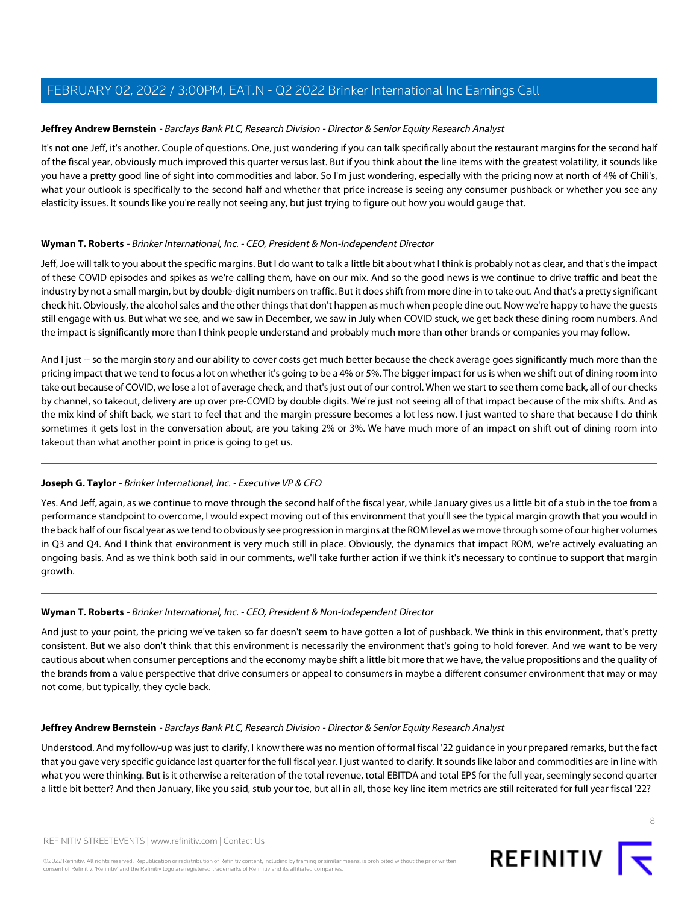**Jeffrey Andrew Bernstein** - *Barclays Bank PLC, Research Division - Director & Senior Equity Research Analyst*

It's not one Jeff, it's another. Couple of questions. One, just wondering if you can talk specifically about the restaurant margins for the second half of the fiscal year, obviously much improved this quarter versus last. But if you think about the line items with the greatest volatility, it sounds like you have a pretty good line of sight into commodities and labor. So I'm just wondering, especially with the pricing now at north of 4% of Chili's, what your outlook is specifically to the second half and whether that price increase is seeing any consumer pushback or whether you see any elasticity issues. It sounds like you're really not seeing any, but just trying to figure out how you would gauge that.

---

**Wyman T. Roberts** - *Brinker International, Inc. - CEO, President & Non-Independent Director*

Jeff, Joe will talk to you about the specific margins. But I do want to talk a little bit about what I think is probably not as clear, and that's the impact of these COVID episodes and spikes as we're calling them, have on our mix. And so the good news is we continue to drive traffic and beat the industry by not a small margin, but by double-digit numbers on traffic. But it does shift from more dine-in to take out. And that's a pretty significant check hit. Obviously, the alcohol sales and the other things that don't happen as much when people dine out. Now we're happy to have the guests still engage with us. But what we see, and we saw in December, we saw in July when COVID stuck, we get back these dining room numbers. And the impact is significantly more than I think people understand and probably much more than other brands or companies you may follow.

And I just -- so the margin story and our ability to cover costs get much better because the check average goes significantly much more than the pricing impact that we tend to focus a lot on whether it's going to be a 4% or 5%. The bigger impact for us is when we shift out of dining room into take out because of COVID, we lose a lot of average check, and that's just out of our control. When we start to see them come back, all of our checks by channel, so takeout, delivery are up over pre-COVID by double digits. We're just not seeing all of that impact because of the mix shifts. And as the mix kind of shift back, we start to feel that and the margin pressure becomes a lot less now. I just wanted to share that because I do think sometimes it gets lost in the conversation about, are you taking 2% or 3%. We have much more of an impact on shift out of dining room into takeout than what another point in price is going to get us.

---

**Joseph G. Taylor** - *Brinker International, Inc. - Executive VP & CFO*

Yes. And Jeff, again, as we continue to move through the second half of the fiscal year, while January gives us a little bit of a stub in the toe from a performance standpoint to overcome, I would expect moving out of this environment that you'll see the typical margin growth that you would in the back half of our fiscal year as we tend to obviously see progression in margins at the ROM level as we move through some of our higher volumes in Q3 and Q4. And I think that environment is very much still in place. Obviously, the dynamics that impact ROM, we're actively evaluating an ongoing basis. And as we think both said in our comments, we'll take further action if we think it's necessary to continue to support that margin growth.

---

**Wyman T. Roberts** - *Brinker International, Inc. - CEO, President & Non-Independent Director*

And just to your point, the pricing we've taken so far doesn't seem to have gotten a lot of pushback. We think in this environment, that's pretty consistent. But we also don't think that this environment is necessarily the environment that's going to hold forever. And we want to be very cautious about when consumer perceptions and the economy maybe shift a little bit more that we have, the value propositions and the quality of the brands from a value perspective that drive consumers or appeal to consumers in maybe a different consumer environment that may or may not come, but typically, they cycle back.

---

**Jeffrey Andrew Bernstein** - *Barclays Bank PLC, Research Division - Director & Senior Equity Research Analyst*

Understood. And my follow-up was just to clarify, I know there was no mention of formal fiscal '22 guidance in your prepared remarks, but the fact that you gave very specific guidance last quarter for the full fiscal year. I just wanted to clarify. It sounds like labor and commodities are in line with what you were thinking. But is it otherwise a reiteration of the total revenue, total EBITDA and total EPS for the full year, seemingly second quarter a little bit better? And then January, like you said, stub your toe, but all in all, those key line item metrics are still reiterated for full year fiscal '22?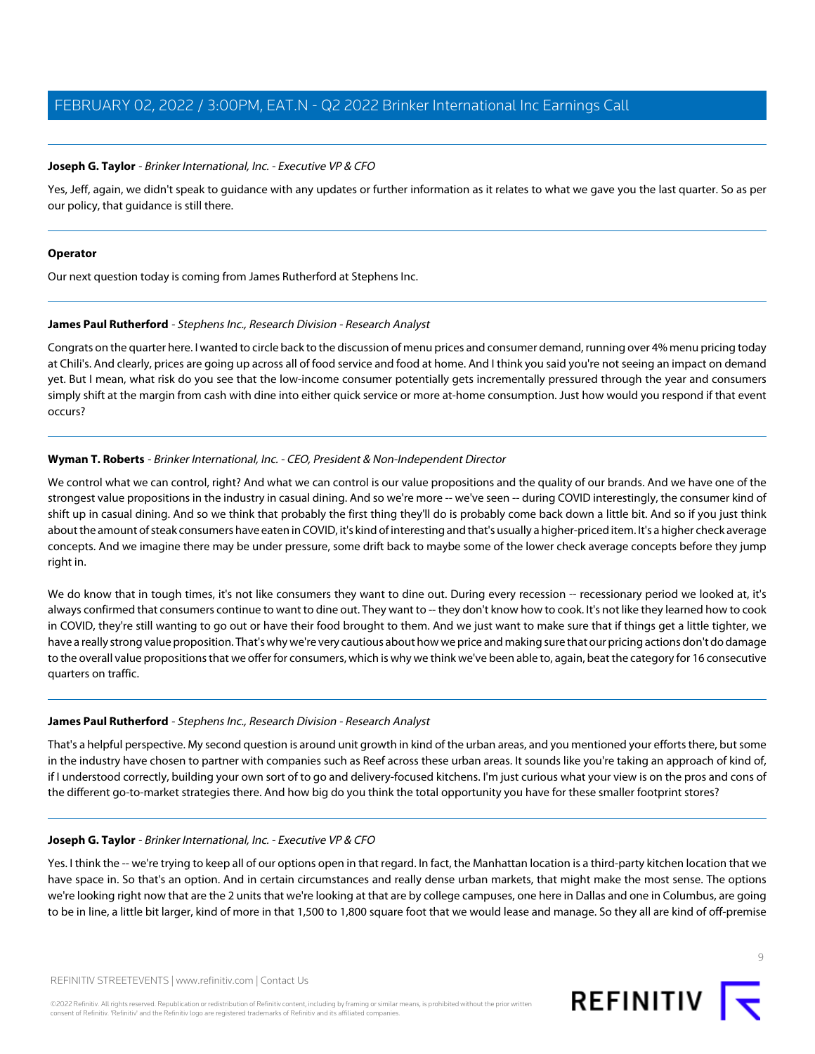**Joseph G. Taylor** - *Brinker International, Inc. - Executive VP & CFO*

Yes, Jeff, again, we didn't speak to guidance with any updates or further information as it relates to what we gave you the last quarter. So as per our policy, that guidance is still there.

---

**Operator**

Our next question today is coming from James Rutherford at Stephens Inc.

---

**James Paul Rutherford** - *Stephens Inc., Research Division - Research Analyst*

Congrats on the quarter here. I wanted to circle back to the discussion of menu prices and consumer demand, running over 4% menu pricing today at Chili's. And clearly, prices are going up across all of food service and food at home. And I think you said you're not seeing an impact on demand yet. But I mean, what risk do you see that the low-income consumer potentially gets incrementally pressured through the year and consumers simply shift at the margin from cash with dine into either quick service or more at-home consumption. Just how would you respond if that event occurs?

---

**Wyman T. Roberts** - *Brinker International, Inc. - CEO, President & Non-Independent Director*

We control what we can control, right? And what we can control is our value propositions and the quality of our brands. And we have one of the strongest value propositions in the industry in casual dining. And so we're more -- we've seen -- during COVID interestingly, the consumer kind of shift up in casual dining. And so we think that probably the first thing they'll do is probably come back down a little bit. And so if you just think about the amount of steak consumers have eaten in COVID, it's kind of interesting and that's usually a higher-priced item. It's a higher check average concepts. And we imagine there may be under pressure, some drift back to maybe some of the lower check average concepts before they jump right in.

We do know that in tough times, it's not like consumers they want to dine out. During every recession -- recessionary period we looked at, it's always confirmed that consumers continue to want to dine out. They want to -- they don't know how to cook. It's not like they learned how to cook in COVID, they're still wanting to go out or have their food brought to them. And we just want to make sure that if things get a little tighter, we have a really strong value proposition. That's why we're very cautious about how we price and making sure that our pricing actions don't do damage to the overall value propositions that we offer for consumers, which is why we think we've been able to, again, beat the category for 16 consecutive quarters on traffic.

---

**James Paul Rutherford** - *Stephens Inc., Research Division - Research Analyst*

That's a helpful perspective. My second question is around unit growth in kind of the urban areas, and you mentioned your efforts there, but some in the industry have chosen to partner with companies such as Reef across these urban areas. It sounds like you're taking an approach of kind of, if I understood correctly, building your own sort of to go and delivery-focused kitchens. I'm just curious what your view is on the pros and cons of the different go-to-market strategies there. And how big do you think the total opportunity you have for these smaller footprint stores?

---

**Joseph G. Taylor** - *Brinker International, Inc. - Executive VP & CFO*

Yes. I think the -- we're trying to keep all of our options open in that regard. In fact, the Manhattan location is a third-party kitchen location that we have space in. So that's an option. And in certain circumstances and really dense urban markets, that might make the most sense. The options we're looking right now that are the 2 units that we're looking at that are by college campuses, one here in Dallas and one in Columbus, are going to be in line, a little bit larger, kind of more in that 1,500 to 1,800 square foot that we would lease and manage. So they all are kind of off-premise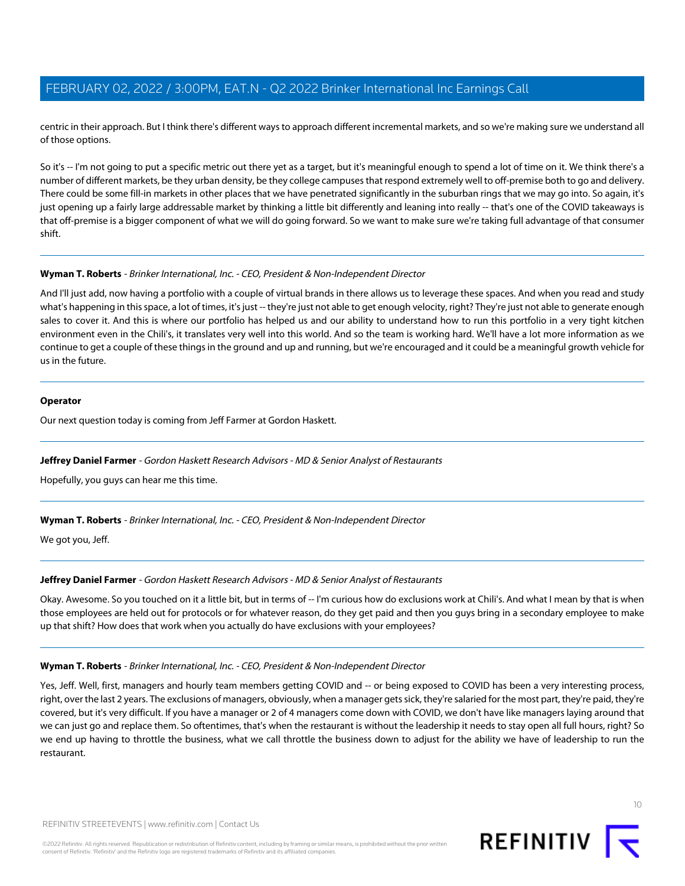centric in their approach. But I think there's different ways to approach different incremental markets, and so we're making sure we understand all of those options.

So it's -- I'm not going to put a specific metric out there yet as a target, but it's meaningful enough to spend a lot of time on it. We think there's a number of different markets, be they urban density, be they college campuses that respond extremely well to off-premise both to go and delivery. There could be some fill-in markets in other places that we have penetrated significantly in the suburban rings that we may go into. So again, it's just opening up a fairly large addressable market by thinking a little bit differently and leaning into really -- that's one of the COVID takeaways is that off-premise is a bigger component of what we will do going forward. So we want to make sure we're taking full advantage of that consumer shift.

---

**Wyman T. Roberts** - *Brinker International, Inc. - CEO, President & Non-Independent Director*

And I'll just add, now having a portfolio with a couple of virtual brands in there allows us to leverage these spaces. And when you read and study what's happening in this space, a lot of times, it's just -- they're just not able to get enough velocity, right? They're just not able to generate enough sales to cover it. And this is where our portfolio has helped us and our ability to understand how to run this portfolio in a very tight kitchen environment even in the Chili's, it translates very well into this world. And so the team is working hard. We'll have a lot more information as we continue to get a couple of these things in the ground and up and running, but we're encouraged and it could be a meaningful growth vehicle for us in the future.

---

**Operator**

Our next question today is coming from Jeff Farmer at Gordon Haskett.

---

**Jeffrey Daniel Farmer** - *Gordon Haskett Research Advisors - MD & Senior Analyst of Restaurants*

Hopefully, you guys can hear me this time.

---

**Wyman T. Roberts** - *Brinker International, Inc. - CEO, President & Non-Independent Director*

We got you, Jeff.

---

**Jeffrey Daniel Farmer** - *Gordon Haskett Research Advisors - MD & Senior Analyst of Restaurants*

Okay. Awesome. So you touched on it a little bit, but in terms of -- I'm curious how do exclusions work at Chili's. And what I mean by that is when those employees are held out for protocols or for whatever reason, do they get paid and then you guys bring in a secondary employee to make up that shift? How does that work when you actually do have exclusions with your employees?

---

**Wyman T. Roberts** - *Brinker International, Inc. - CEO, President & Non-Independent Director*

Yes, Jeff. Well, first, managers and hourly team members getting COVID and -- or being exposed to COVID has been a very interesting process, right, over the last 2 years. The exclusions of managers, obviously, when a manager gets sick, they're salaried for the most part, they're paid, they're covered, but it's very difficult. If you have a manager or 2 of 4 managers come down with COVID, we don't have like managers laying around that we can just go and replace them. So oftentimes, that's when the restaurant is without the leadership it needs to stay open all full hours, right? So we end up having to throttle the business, what we call throttle the business down to adjust for the ability we have of leadership to run the restaurant.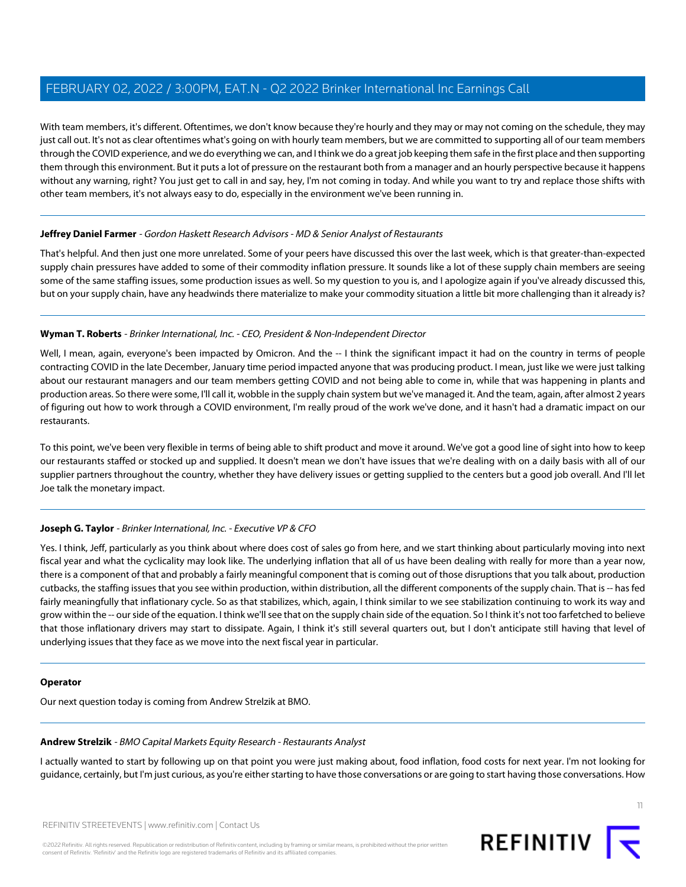With team members, it's different. Oftentimes, we don't know because they're hourly and they may or may not coming on the schedule, they may just call out. It's not as clear oftentimes what's going on with hourly team members, but we are committed to supporting all of our team members through the COVID experience, and we do everything we can, and I think we do a great job keeping them safe in the first place and then supporting them through this environment. But it puts a lot of pressure on the restaurant both from a manager and an hourly perspective because it happens without any warning, right? You just get to call in and say, hey, I'm not coming in today. And while you want to try and replace those shifts with other team members, it's not always easy to do, especially in the environment we've been running in.

---

**Jeffrey Daniel Farmer** - *Gordon Haskett Research Advisors - MD & Senior Analyst of Restaurants*

That's helpful. And then just one more unrelated. Some of your peers have discussed this over the last week, which is that greater-than-expected supply chain pressures have added to some of their commodity inflation pressure. It sounds like a lot of these supply chain members are seeing some of the same staffing issues, some production issues as well. So my question to you is, and I apologize again if you've already discussed this, but on your supply chain, have any headwinds there materialize to make your commodity situation a little bit more challenging than it already is?

---

**Wyman T. Roberts** - *Brinker International, Inc. - CEO, President & Non-Independent Director*

Well, I mean, again, everyone's been impacted by Omicron. And the -- I think the significant impact it had on the country in terms of people contracting COVID in the late December, January time period impacted anyone that was producing product. I mean, just like we were just talking about our restaurant managers and our team members getting COVID and not being able to come in, while that was happening in plants and production areas. So there were some, I'll call it, wobble in the supply chain system but we've managed it. And the team, again, after almost 2 years of figuring out how to work through a COVID environment, I'm really proud of the work we've done, and it hasn't had a dramatic impact on our restaurants.

To this point, we've been very flexible in terms of being able to shift product and move it around. We've got a good line of sight into how to keep our restaurants staffed or stocked up and supplied. It doesn't mean we don't have issues that we're dealing with on a daily basis with all of our supplier partners throughout the country, whether they have delivery issues or getting supplied to the centers but a good job overall. And I'll let Joe talk the monetary impact.

---

**Joseph G. Taylor** - *Brinker International, Inc. - Executive VP & CFO*

Yes. I think, Jeff, particularly as you think about where does cost of sales go from here, and we start thinking about particularly moving into next fiscal year and what the cyclicality may look like. The underlying inflation that all of us have been dealing with really for more than a year now, there is a component of that and probably a fairly meaningful component that is coming out of those disruptions that you talk about, production cutbacks, the staffing issues that you see within production, within distribution, all the different components of the supply chain. That is -- has fed fairly meaningfully that inflationary cycle. So as that stabilizes, which, again, I think similar to we see stabilization continuing to work its way and grow within the -- our side of the equation. I think we'll see that on the supply chain side of the equation. So I think it's not too farfetched to believe that those inflationary drivers may start to dissipate. Again, I think it's still several quarters out, but I don't anticipate still having that level of underlying issues that they face as we move into the next fiscal year in particular.

---

**Operator**

Our next question today is coming from Andrew Strelzik at BMO.

---

**Andrew Strelzik** - *BMO Capital Markets Equity Research - Restaurants Analyst*

I actually wanted to start by following up on that point you were just making about, food inflation, food costs for next year. I'm not looking for guidance, certainly, but I'm just curious, as you're either starting to have those conversations or are going to start having those conversations. How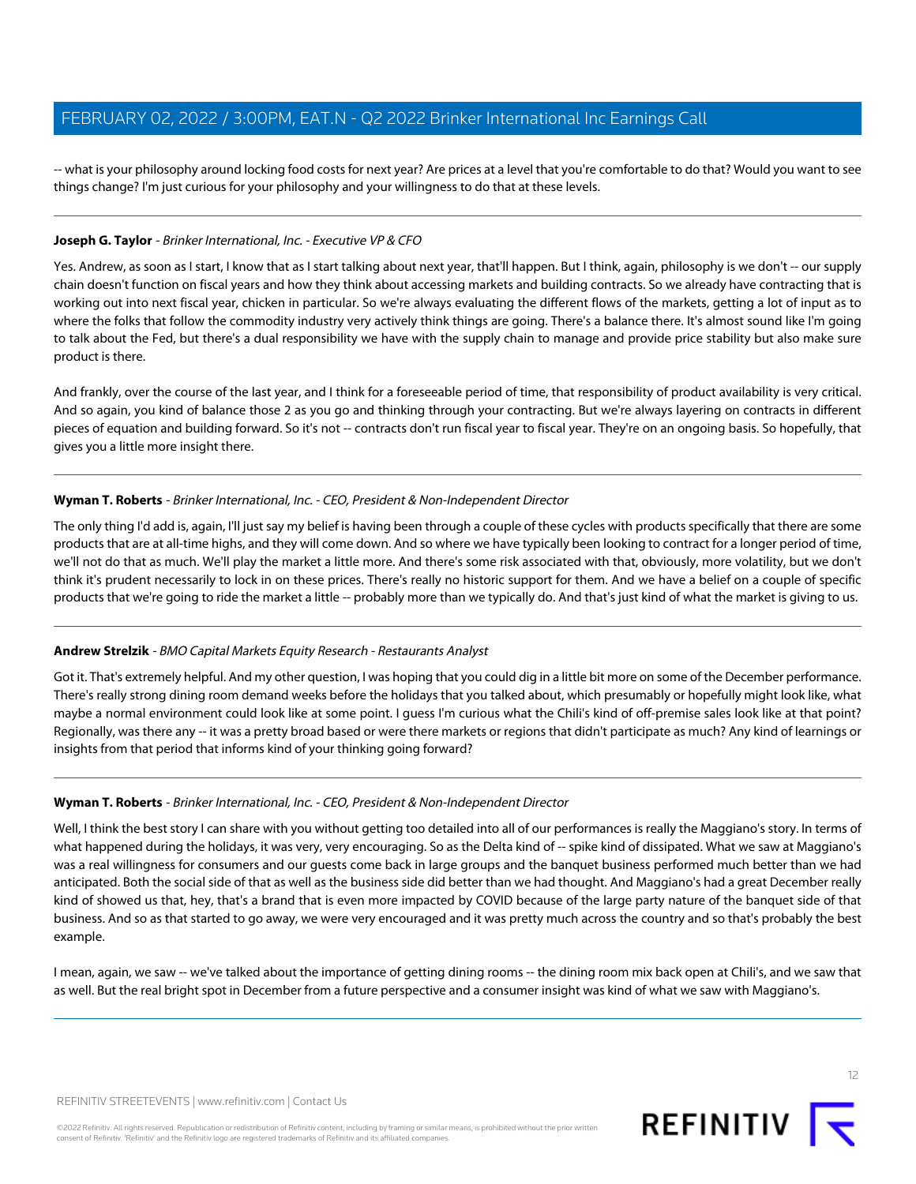-- what is your philosophy around locking food costs for next year? Are prices at a level that you're comfortable to do that? Would you want to see things change? I'm just curious for your philosophy and your willingness to do that at these levels.

---

**Joseph G. Taylor** - *Brinker International, Inc. - Executive VP & CFO*

Yes. Andrew, as soon as I start, I know that as I start talking about next year, that'll happen. But I think, again, philosophy is we don't -- our supply chain doesn't function on fiscal years and how they think about accessing markets and building contracts. So we already have contracting that is working out into next fiscal year, chicken in particular. So we're always evaluating the different flows of the markets, getting a lot of input as to where the folks that follow the commodity industry very actively think things are going. There's a balance there. It's almost sound like I'm going to talk about the Fed, but there's a dual responsibility we have with the supply chain to manage and provide price stability but also make sure product is there.

And frankly, over the course of the last year, and I think for a foreseeable period of time, that responsibility of product availability is very critical. And so again, you kind of balance those 2 as you go and thinking through your contracting. But we're always layering on contracts in different pieces of equation and building forward. So it's not -- contracts don't run fiscal year to fiscal year. They're on an ongoing basis. So hopefully, that gives you a little more insight there.

---

**Wyman T. Roberts** - *Brinker International, Inc. - CEO, President & Non-Independent Director*

The only thing I'd add is, again, I'll just say my belief is having been through a couple of these cycles with products specifically that there are some products that are at all-time highs, and they will come down. And so where we have typically been looking to contract for a longer period of time, we'll not do that as much. We'll play the market a little more. And there's some risk associated with that, obviously, more volatility, but we don't think it's prudent necessarily to lock in on these prices. There's really no historic support for them. And we have a belief on a couple of specific products that we're going to ride the market a little -- probably more than we typically do. And that's just kind of what the market is giving to us.

---

**Andrew Strelzik** - *BMO Capital Markets Equity Research - Restaurants Analyst*

Got it. That's extremely helpful. And my other question, I was hoping that you could dig in a little bit more on some of the December performance. There's really strong dining room demand weeks before the holidays that you talked about, which presumably or hopefully might look like, what maybe a normal environment could look like at some point. I guess I'm curious what the Chili's kind of off-premise sales look like at that point? Regionally, was there any -- it was a pretty broad based or were there markets or regions that didn't participate as much? Any kind of learnings or insights from that period that informs kind of your thinking going forward?

---

**Wyman T. Roberts** - *Brinker International, Inc. - CEO, President & Non-Independent Director*

Well, I think the best story I can share with you without getting too detailed into all of our performances is really the Maggiano's story. In terms of what happened during the holidays, it was very, very encouraging. So as the Delta kind of -- spike kind of dissipated. What we saw at Maggiano's was a real willingness for consumers and our guests come back in large groups and the banquet business performed much better than we had anticipated. Both the social side of that as well as the business side did better than we had thought. And Maggiano's had a great December really kind of showed us that, hey, that's a brand that is even more impacted by COVID because of the large party nature of the banquet side of that business. And so as that started to go away, we were very encouraged and it was pretty much across the country and so that's probably the best example.

I mean, again, we saw -- we've talked about the importance of getting dining rooms -- the dining room mix back open at Chili's, and we saw that as well. But the real bright spot in December from a future perspective and a consumer insight was kind of what we saw with Maggiano's.

---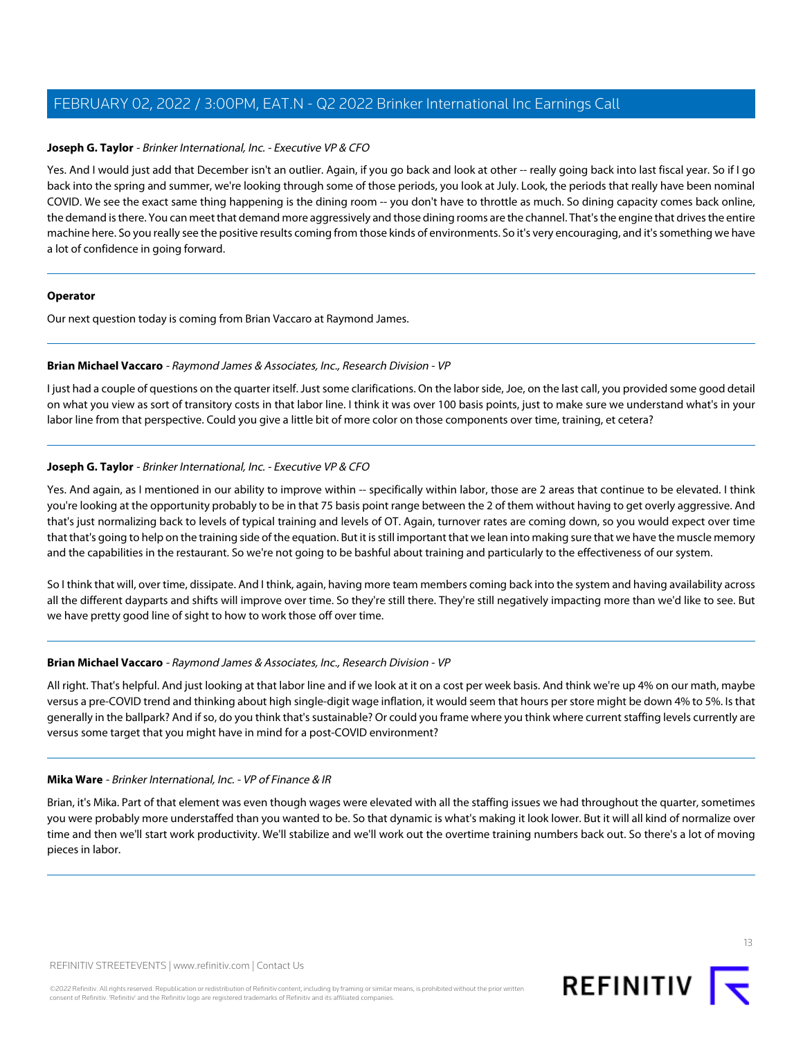**Joseph G. Taylor** - *Brinker International, Inc. - Executive VP & CFO*

Yes. And I would just add that December isn't an outlier. Again, if you go back and look at other -- really going back into last fiscal year. So if I go back into the spring and summer, we're looking through some of those periods, you look at July. Look, the periods that really have been nominal COVID. We see the exact same thing happening is the dining room -- you don't have to throttle as much. So dining capacity comes back online, the demand is there. You can meet that demand more aggressively and those dining rooms are the channel. That's the engine that drives the entire machine here. So you really see the positive results coming from those kinds of environments. So it's very encouraging, and it's something we have a lot of confidence in going forward.

---

**Operator**

Our next question today is coming from Brian Vaccaro at Raymond James.

---

**Brian Michael Vaccaro** - *Raymond James & Associates, Inc., Research Division - VP*

I just had a couple of questions on the quarter itself. Just some clarifications. On the labor side, Joe, on the last call, you provided some good detail on what you view as sort of transitory costs in that labor line. I think it was over 100 basis points, just to make sure we understand what's in your labor line from that perspective. Could you give a little bit of more color on those components over time, training, et cetera?

---

**Joseph G. Taylor** - *Brinker International, Inc. - Executive VP & CFO*

Yes. And again, as I mentioned in our ability to improve within -- specifically within labor, those are 2 areas that continue to be elevated. I think you're looking at the opportunity probably to be in that 75 basis point range between the 2 of them without having to get overly aggressive. And that's just normalizing back to levels of typical training and levels of OT. Again, turnover rates are coming down, so you would expect over time that that's going to help on the training side of the equation. But it is still important that we lean into making sure that we have the muscle memory and the capabilities in the restaurant. So we're not going to be bashful about training and particularly to the effectiveness of our system.

So I think that will, over time, dissipate. And I think, again, having more team members coming back into the system and having availability across all the different dayparts and shifts will improve over time. So they're still there. They're still negatively impacting more than we'd like to see. But we have pretty good line of sight to how to work those off over time.

---

**Brian Michael Vaccaro** - *Raymond James & Associates, Inc., Research Division - VP*

All right. That's helpful. And just looking at that labor line and if we look at it on a cost per week basis. And think we're up 4% on our math, maybe versus a pre-COVID trend and thinking about high single-digit wage inflation, it would seem that hours per store might be down 4% to 5%. Is that generally in the ballpark? And if so, do you think that's sustainable? Or could you frame where you think where current staffing levels currently are versus some target that you might have in mind for a post-COVID environment?

---

**Mika Ware** - *Brinker International, Inc. - VP of Finance & IR*

Brian, it's Mika. Part of that element was even though wages were elevated with all the staffing issues we had throughout the quarter, sometimes you were probably more understaffed than you wanted to be. So that dynamic is what's making it look lower. But it will all kind of normalize over time and then we'll start work productivity. We'll stabilize and we'll work out the overtime training numbers back out. So there's a lot of moving pieces in labor.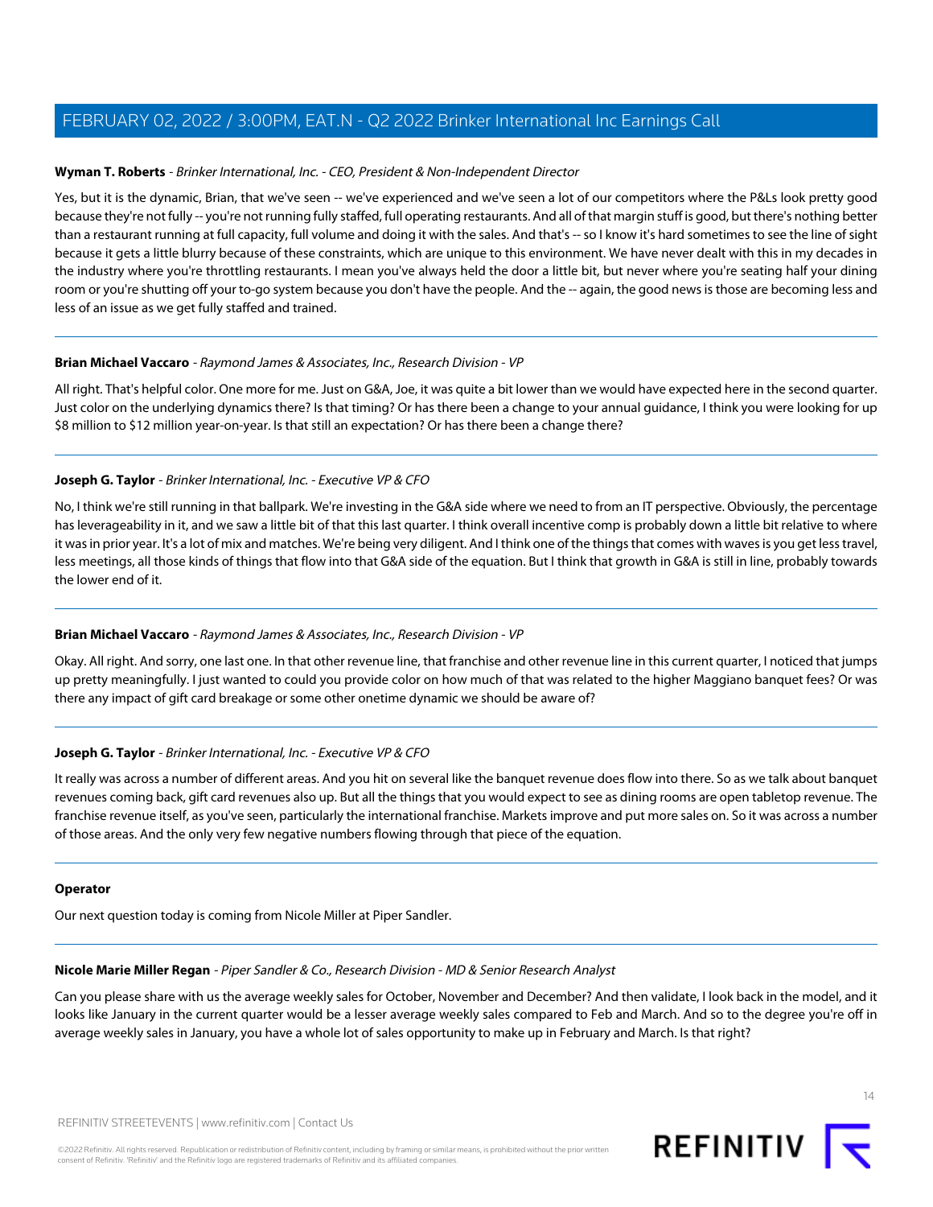**Wyman T. Roberts** - *Brinker International, Inc. - CEO, President & Non-Independent Director*

Yes, but it is the dynamic, Brian, that we've seen -- we've experienced and we've seen a lot of our competitors where the P&Ls look pretty good because they're not fully -- you're not running fully staffed, full operating restaurants. And all of that margin stuff is good, but there's nothing better than a restaurant running at full capacity, full volume and doing it with the sales. And that's -- so I know it's hard sometimes to see the line of sight because it gets a little blurry because of these constraints, which are unique to this environment. We have never dealt with this in my decades in the industry where you're throttling restaurants. I mean you've always held the door a little bit, but never where you're seating half your dining room or you're shutting off your to-go system because you don't have the people. And the -- again, the good news is those are becoming less and less of an issue as we get fully staffed and trained.

---

**Brian Michael Vaccaro** - *Raymond James & Associates, Inc., Research Division - VP*

All right. That's helpful color. One more for me. Just on G&A, Joe, it was quite a bit lower than we would have expected here in the second quarter. Just color on the underlying dynamics there? Is that timing? Or has there been a change to your annual guidance, I think you were looking for up $8 million to $12 million year-on-year. Is that still an expectation? Or has there been a change there?

---

**Joseph G. Taylor** - *Brinker International, Inc. - Executive VP & CFO*

No, I think we're still running in that ballpark. We're investing in the G&A side where we need to from an IT perspective. Obviously, the percentage has leverageability in it, and we saw a little bit of that this last quarter. I think overall incentive comp is probably down a little bit relative to where it was in prior year. It's a lot of mix and matches. We're being very diligent. And I think one of the things that comes with waves is you get less travel, less meetings, all those kinds of things that flow into that G&A side of the equation. But I think that growth in G&A is still in line, probably towards the lower end of it.

---

**Brian Michael Vaccaro** - *Raymond James & Associates, Inc., Research Division - VP*

Okay. All right. And sorry, one last one. In that other revenue line, that franchise and other revenue line in this current quarter, I noticed that jumps up pretty meaningfully. I just wanted to could you provide color on how much of that was related to the higher Maggiano banquet fees? Or was there any impact of gift card breakage or some other onetime dynamic we should be aware of?

---

**Joseph G. Taylor** - *Brinker International, Inc. - Executive VP & CFO*

It really was across a number of different areas. And you hit on several like the banquet revenue does flow into there. So as we talk about banquet revenues coming back, gift card revenues also up. But all the things that you would expect to see as dining rooms are open tabletop revenue. The franchise revenue itself, as you've seen, particularly the international franchise. Markets improve and put more sales on. So it was across a number of those areas. And the only very few negative numbers flowing through that piece of the equation.

---

**Operator**

Our next question today is coming from Nicole Miller at Piper Sandler.

---

**Nicole Marie Miller Regan** - *Piper Sandler & Co., Research Division - MD & Senior Research Analyst*

Can you please share with us the average weekly sales for October, November and December? And then validate, I look back in the model, and it looks like January in the current quarter would be a lesser average weekly sales compared to Feb and March. And so to the degree you're off in average weekly sales in January, you have a whole lot of sales opportunity to make up in February and March. Is that right?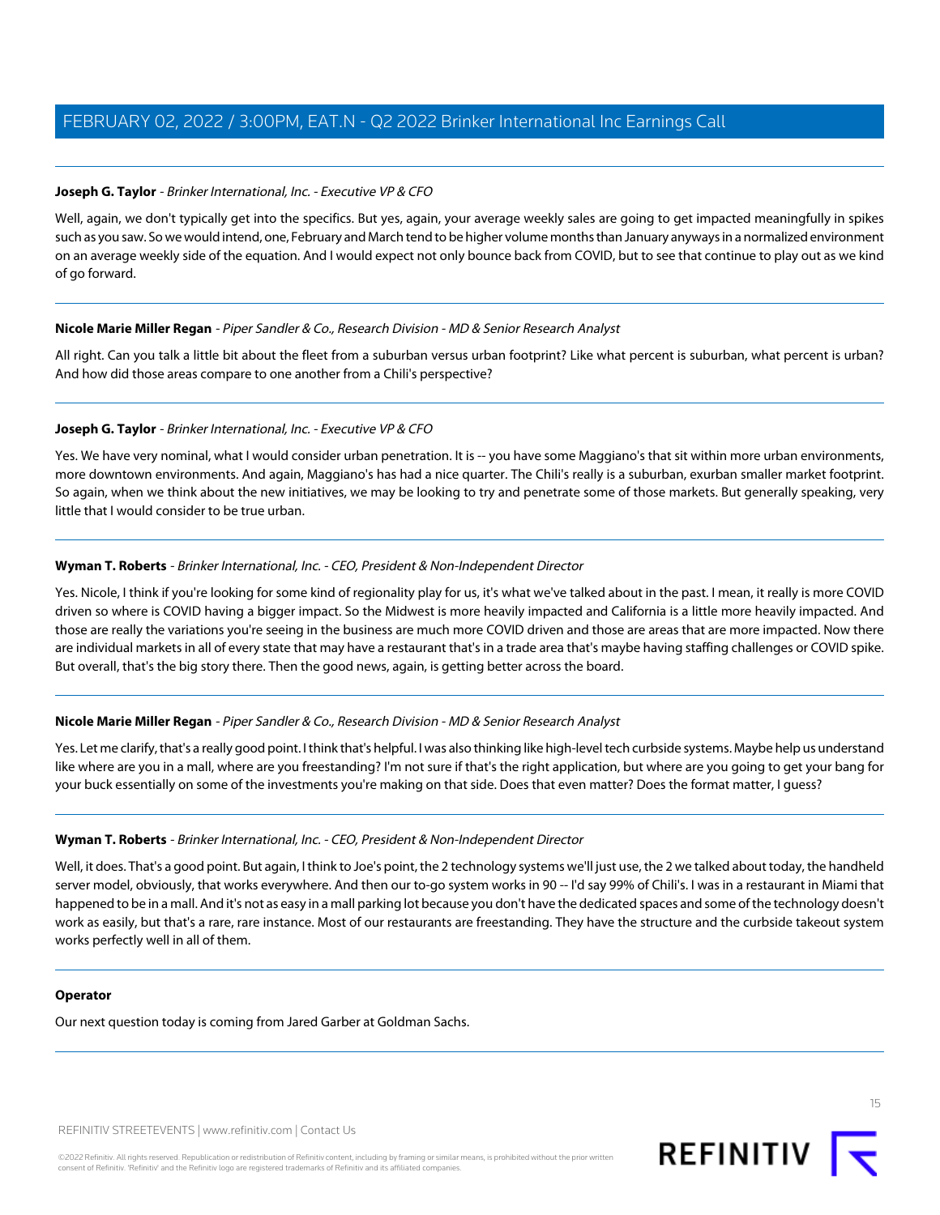**Joseph G. Taylor** - *Brinker International, Inc. - Executive VP & CFO*

Well, again, we don't typically get into the specifics. But yes, again, your average weekly sales are going to get impacted meaningfully in spikes such as you saw. So we would intend, one, February and March tend to be higher volume months than January anyways in a normalized environment on an average weekly side of the equation. And I would expect not only bounce back from COVID, but to see that continue to play out as we kind of go forward.

---

**Nicole Marie Miller Regan** - *Piper Sandler & Co., Research Division - MD & Senior Research Analyst*

All right. Can you talk a little bit about the fleet from a suburban versus urban footprint? Like what percent is suburban, what percent is urban? And how did those areas compare to one another from a Chili's perspective?

---

**Joseph G. Taylor** - *Brinker International, Inc. - Executive VP & CFO*

Yes. We have very nominal, what I would consider urban penetration. It is -- you have some Maggiano's that sit within more urban environments, more downtown environments. And again, Maggiano's has had a nice quarter. The Chili's really is a suburban, exurban smaller market footprint. So again, when we think about the new initiatives, we may be looking to try and penetrate some of those markets. But generally speaking, very little that I would consider to be true urban.

---

**Wyman T. Roberts** - *Brinker International, Inc. - CEO, President & Non-Independent Director*

Yes. Nicole, I think if you're looking for some kind of regionality play for us, it's what we've talked about in the past. I mean, it really is more COVID driven so where is COVID having a bigger impact. So the Midwest is more heavily impacted and California is a little more heavily impacted. And those are really the variations you're seeing in the business are much more COVID driven and those are areas that are more impacted. Now there are individual markets in all of every state that may have a restaurant that's in a trade area that's maybe having staffing challenges or COVID spike. But overall, that's the big story there. Then the good news, again, is getting better across the board.

---

**Nicole Marie Miller Regan** - *Piper Sandler & Co., Research Division - MD & Senior Research Analyst*

Yes. Let me clarify, that's a really good point. I think that's helpful. I was also thinking like high-level tech curbside systems. Maybe help us understand like where are you in a mall, where are you freestanding? I'm not sure if that's the right application, but where are you going to get your bang for your buck essentially on some of the investments you're making on that side. Does that even matter? Does the format matter, I guess?

---

**Wyman T. Roberts** - *Brinker International, Inc. - CEO, President & Non-Independent Director*

Well, it does. That's a good point. But again, I think to Joe's point, the 2 technology systems we'll just use, the 2 we talked about today, the handheld server model, obviously, that works everywhere. And then our to-go system works in 90 -- I'd say 99% of Chili's. I was in a restaurant in Miami that happened to be in a mall. And it's not as easy in a mall parking lot because you don't have the dedicated spaces and some of the technology doesn't work as easily, but that's a rare, rare instance. Most of our restaurants are freestanding. They have the structure and the curbside takeout system works perfectly well in all of them.

---

**Operator**

Our next question today is coming from Jared Garber at Goldman Sachs.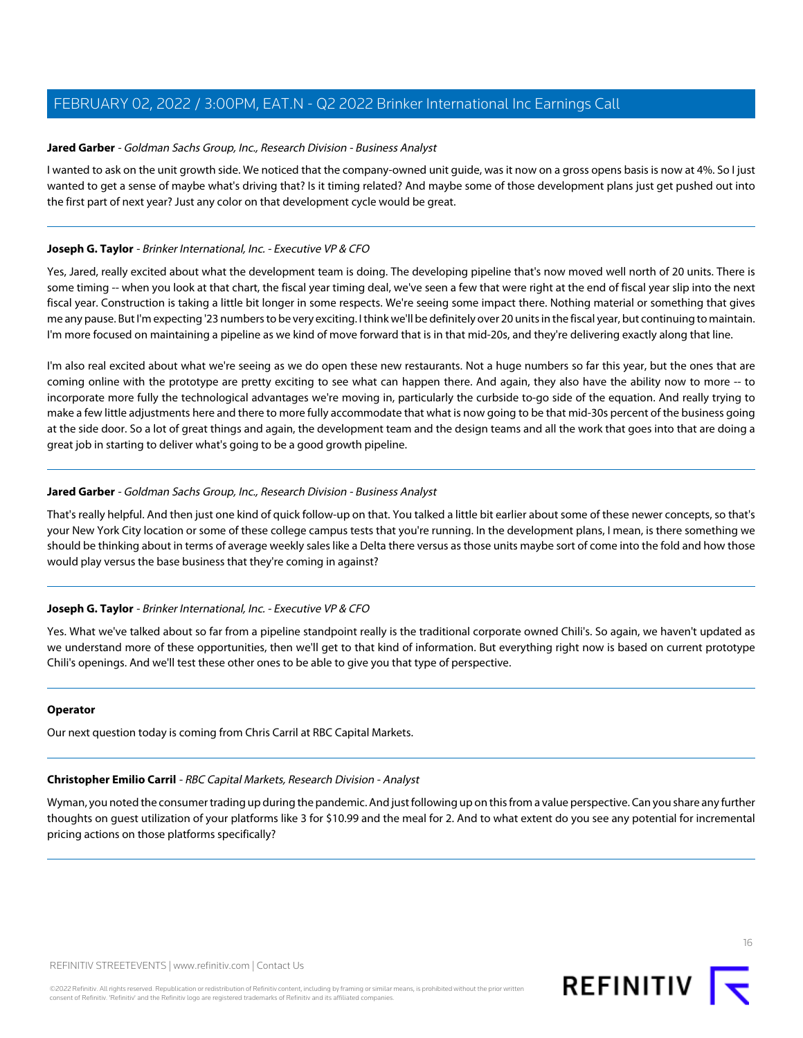**Jared Garber** - *Goldman Sachs Group, Inc., Research Division - Business Analyst*

I wanted to ask on the unit growth side. We noticed that the company-owned unit guide, was it now on a gross opens basis is now at 4%. So I just wanted to get a sense of maybe what's driving that? Is it timing related? And maybe some of those development plans just get pushed out into the first part of next year? Just any color on that development cycle would be great.

---

**Joseph G. Taylor** - *Brinker International, Inc. - Executive VP & CFO*

Yes, Jared, really excited about what the development team is doing. The developing pipeline that's now moved well north of 20 units. There is some timing -- when you look at that chart, the fiscal year timing deal, we've seen a few that were right at the end of fiscal year slip into the next fiscal year. Construction is taking a little bit longer in some respects. We're seeing some impact there. Nothing material or something that gives me any pause. But I'm expecting '23 numbers to be very exciting. I think we'll be definitely over 20 units in the fiscal year, but continuing to maintain. I'm more focused on maintaining a pipeline as we kind of move forward that is in that mid-20s, and they're delivering exactly along that line.

I'm also real excited about what we're seeing as we do open these new restaurants. Not a huge numbers so far this year, but the ones that are coming online with the prototype are pretty exciting to see what can happen there. And again, they also have the ability now to more -- to incorporate more fully the technological advantages we're moving in, particularly the curbside to-go side of the equation. And really trying to make a few little adjustments here and there to more fully accommodate that what is now going to be that mid-30s percent of the business going at the side door. So a lot of great things and again, the development team and the design teams and all the work that goes into that are doing a great job in starting to deliver what's going to be a good growth pipeline.

---

**Jared Garber** - *Goldman Sachs Group, Inc., Research Division - Business Analyst*

That's really helpful. And then just one kind of quick follow-up on that. You talked a little bit earlier about some of these newer concepts, so that's your New York City location or some of these college campus tests that you're running. In the development plans, I mean, is there something we should be thinking about in terms of average weekly sales like a Delta there versus as those units maybe sort of come into the fold and how those would play versus the base business that they're coming in against?

---

**Joseph G. Taylor** - *Brinker International, Inc. - Executive VP & CFO*

Yes. What we've talked about so far from a pipeline standpoint really is the traditional corporate owned Chili's. So again, we haven't updated as we understand more of these opportunities, then we'll get to that kind of information. But everything right now is based on current prototype Chili's openings. And we'll test these other ones to be able to give you that type of perspective.

---

**Operator**

Our next question today is coming from Chris Carril at RBC Capital Markets.

---

**Christopher Emilio Carril** - *RBC Capital Markets, Research Division - Analyst*

Wyman, you noted the consumer trading up during the pandemic. And just following up on this from a value perspective. Can you share any further thoughts on guest utilization of your platforms like 3 for $10.99 and the meal for 2. And to what extent do you see any potential for incremental pricing actions on those platforms specifically?

---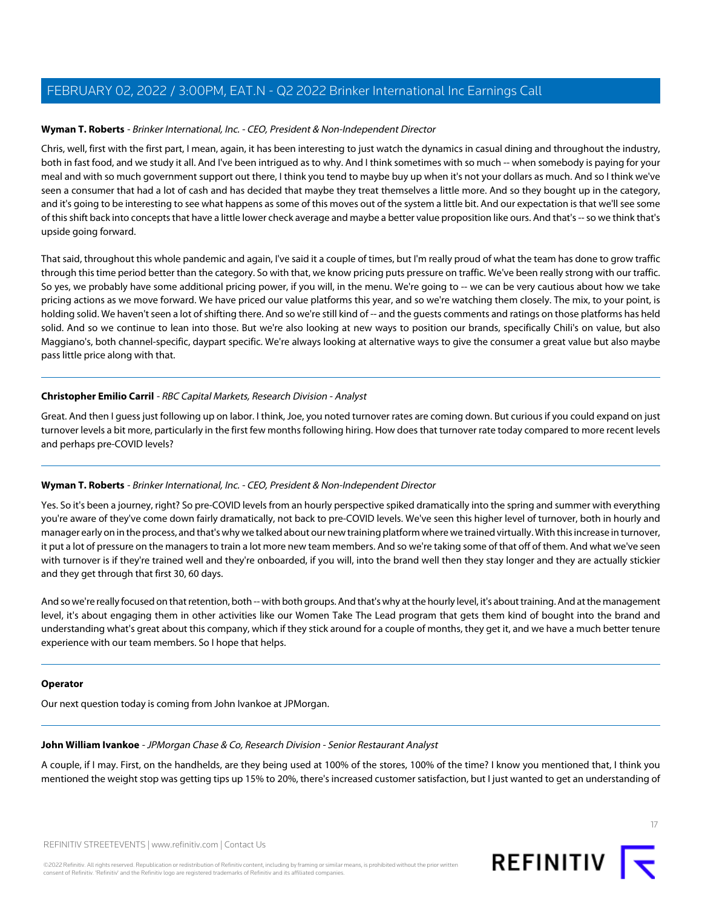**Wyman T. Roberts** - *Brinker International, Inc. - CEO, President & Non-Independent Director*

Chris, well, first with the first part, I mean, again, it has been interesting to just watch the dynamics in casual dining and throughout the industry, both in fast food, and we study it all. And I've been intrigued as to why. And I think sometimes with so much -- when somebody is paying for your meal and with so much government support out there, I think you tend to maybe buy up when it's not your dollars as much. And so I think we've seen a consumer that had a lot of cash and has decided that maybe they treat themselves a little more. And so they bought up in the category, and it's going to be interesting to see what happens as some of this moves out of the system a little bit. And our expectation is that we'll see some of this shift back into concepts that have a little lower check average and maybe a better value proposition like ours. And that's -- so we think that's upside going forward.

That said, throughout this whole pandemic and again, I've said it a couple of times, but I'm really proud of what the team has done to grow traffic through this time period better than the category. So with that, we know pricing puts pressure on traffic. We've been really strong with our traffic. So yes, we probably have some additional pricing power, if you will, in the menu. We're going to -- we can be very cautious about how we take pricing actions as we move forward. We have priced our value platforms this year, and so we're watching them closely. The mix, to your point, is holding solid. We haven't seen a lot of shifting there. And so we're still kind of -- and the guests comments and ratings on those platforms has held solid. And so we continue to lean into those. But we're also looking at new ways to position our brands, specifically Chili's on value, but also Maggiano's, both channel-specific, daypart specific. We're always looking at alternative ways to give the consumer a great value but also maybe pass little price along with that.

---

**Christopher Emilio Carril** - *RBC Capital Markets, Research Division - Analyst*

Great. And then I guess just following up on labor. I think, Joe, you noted turnover rates are coming down. But curious if you could expand on just turnover levels a bit more, particularly in the first few months following hiring. How does that turnover rate today compared to more recent levels and perhaps pre-COVID levels?

---

**Wyman T. Roberts** - *Brinker International, Inc. - CEO, President & Non-Independent Director*

Yes. So it's been a journey, right? So pre-COVID levels from an hourly perspective spiked dramatically into the spring and summer with everything you're aware of they've come down fairly dramatically, not back to pre-COVID levels. We've seen this higher level of turnover, both in hourly and manager early on in the process, and that's why we talked about our new training platform where we trained virtually. With this increase in turnover, it put a lot of pressure on the managers to train a lot more new team members. And so we're taking some of that off of them. And what we've seen with turnover is if they're trained well and they're onboarded, if you will, into the brand well then they stay longer and they are actually stickier and they get through that first 30, 60 days.

And so we're really focused on that retention, both -- with both groups. And that's why at the hourly level, it's about training. And at the management level, it's about engaging them in other activities like our Women Take The Lead program that gets them kind of bought into the brand and understanding what's great about this company, which if they stick around for a couple of months, they get it, and we have a much better tenure experience with our team members. So I hope that helps.

---

**Operator**

Our next question today is coming from John Ivankoe at JPMorgan.

---

**John William Ivankoe** - *JPMorgan Chase & Co, Research Division - Senior Restaurant Analyst*

A couple, if I may. First, on the handhelds, are they being used at 100% of the stores, 100% of the time? I know you mentioned that, I think you mentioned the weight stop was getting tips up 15% to 20%, there's increased customer satisfaction, but I just wanted to get an understanding of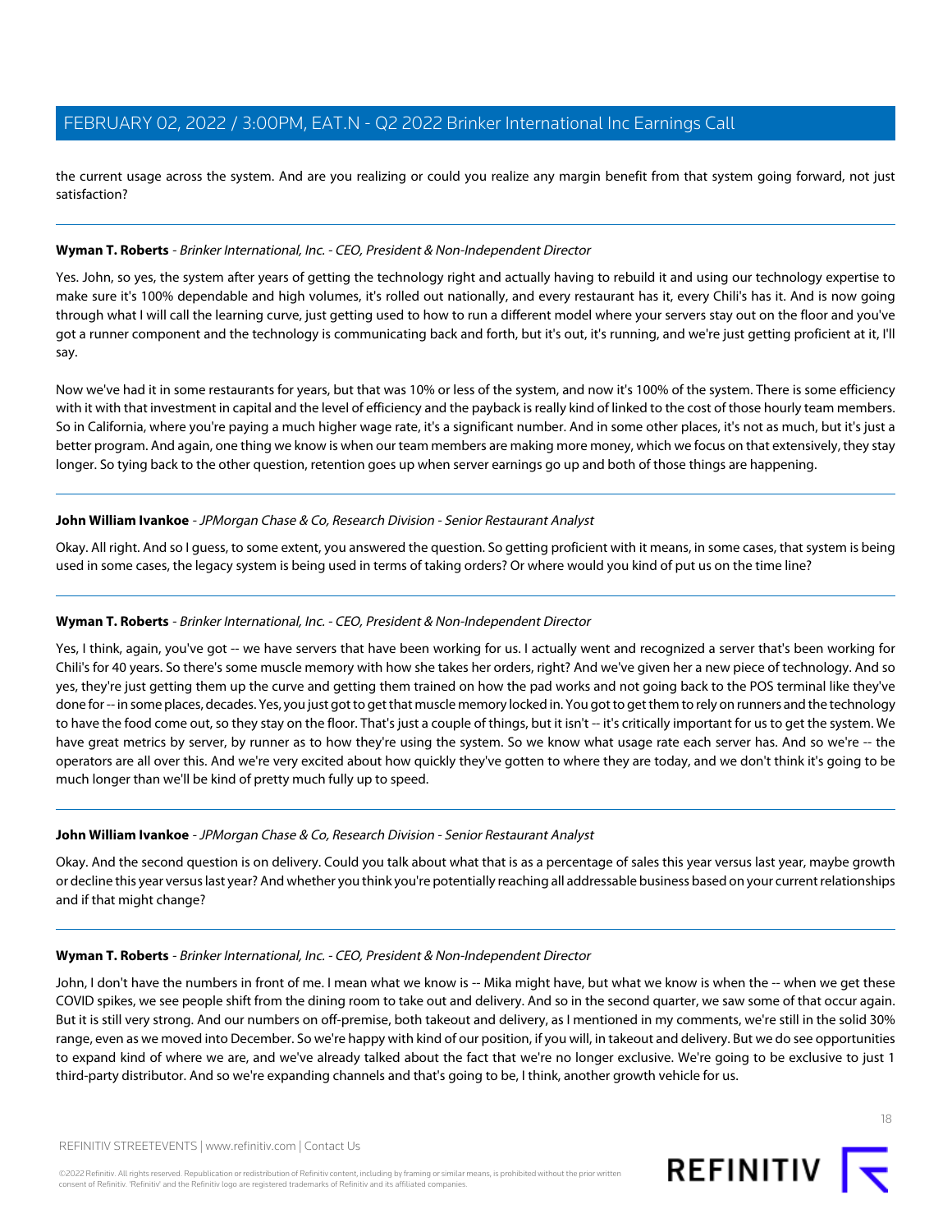the current usage across the system. And are you realizing or could you realize any margin benefit from that system going forward, not just satisfaction?

---

**Wyman T. Roberts** - *Brinker International, Inc. - CEO, President & Non-Independent Director*

Yes. John, so yes, the system after years of getting the technology right and actually having to rebuild it and using our technology expertise to make sure it's 100% dependable and high volumes, it's rolled out nationally, and every restaurant has it, every Chili's has it. And is now going through what I will call the learning curve, just getting used to how to run a different model where your servers stay out on the floor and you've got a runner component and the technology is communicating back and forth, but it's out, it's running, and we're just getting proficient at it, I'll say.

Now we've had it in some restaurants for years, but that was 10% or less of the system, and now it's 100% of the system. There is some efficiency with it with that investment in capital and the level of efficiency and the payback is really kind of linked to the cost of those hourly team members. So in California, where you're paying a much higher wage rate, it's a significant number. And in some other places, it's not as much, but it's just a better program. And again, one thing we know is when our team members are making more money, which we focus on that extensively, they stay longer. So tying back to the other question, retention goes up when server earnings go up and both of those things are happening.

---

**John William Ivankoe** - *JPMorgan Chase & Co, Research Division - Senior Restaurant Analyst*

Okay. All right. And so I guess, to some extent, you answered the question. So getting proficient with it means, in some cases, that system is being used in some cases, the legacy system is being used in terms of taking orders? Or where would you kind of put us on the time line?

---

**Wyman T. Roberts** - *Brinker International, Inc. - CEO, President & Non-Independent Director*

Yes, I think, again, you've got -- we have servers that have been working for us. I actually went and recognized a server that's been working for Chili's for 40 years. So there's some muscle memory with how she takes her orders, right? And we've given her a new piece of technology. And so yes, they're just getting them up the curve and getting them trained on how the pad works and not going back to the POS terminal like they've done for -- in some places, decades. Yes, you just got to get that muscle memory locked in. You got to get them to rely on runners and the technology to have the food come out, so they stay on the floor. That's just a couple of things, but it isn't -- it's critically important for us to get the system. We have great metrics by server, by runner as to how they're using the system. So we know what usage rate each server has. And so we're -- the operators are all over this. And we're very excited about how quickly they've gotten to where they are today, and we don't think it's going to be much longer than we'll be kind of pretty much fully up to speed.

---

**John William Ivankoe** - *JPMorgan Chase & Co, Research Division - Senior Restaurant Analyst*

Okay. And the second question is on delivery. Could you talk about what that is as a percentage of sales this year versus last year, maybe growth or decline this year versus last year? And whether you think you're potentially reaching all addressable business based on your current relationships and if that might change?

---

**Wyman T. Roberts** - *Brinker International, Inc. - CEO, President & Non-Independent Director*

John, I don't have the numbers in front of me. I mean what we know is -- Mika might have, but what we know is when the -- when we get these COVID spikes, we see people shift from the dining room to take out and delivery. And so in the second quarter, we saw some of that occur again. But it is still very strong. And our numbers on off-premise, both takeout and delivery, as I mentioned in my comments, we're still in the solid 30% range, even as we moved into December. So we're happy with kind of our position, if you will, in takeout and delivery. But we do see opportunities to expand kind of where we are, and we've already talked about the fact that we're no longer exclusive. We're going to be exclusive to just 1 third-party distributor. And so we're expanding channels and that's going to be, I think, another growth vehicle for us.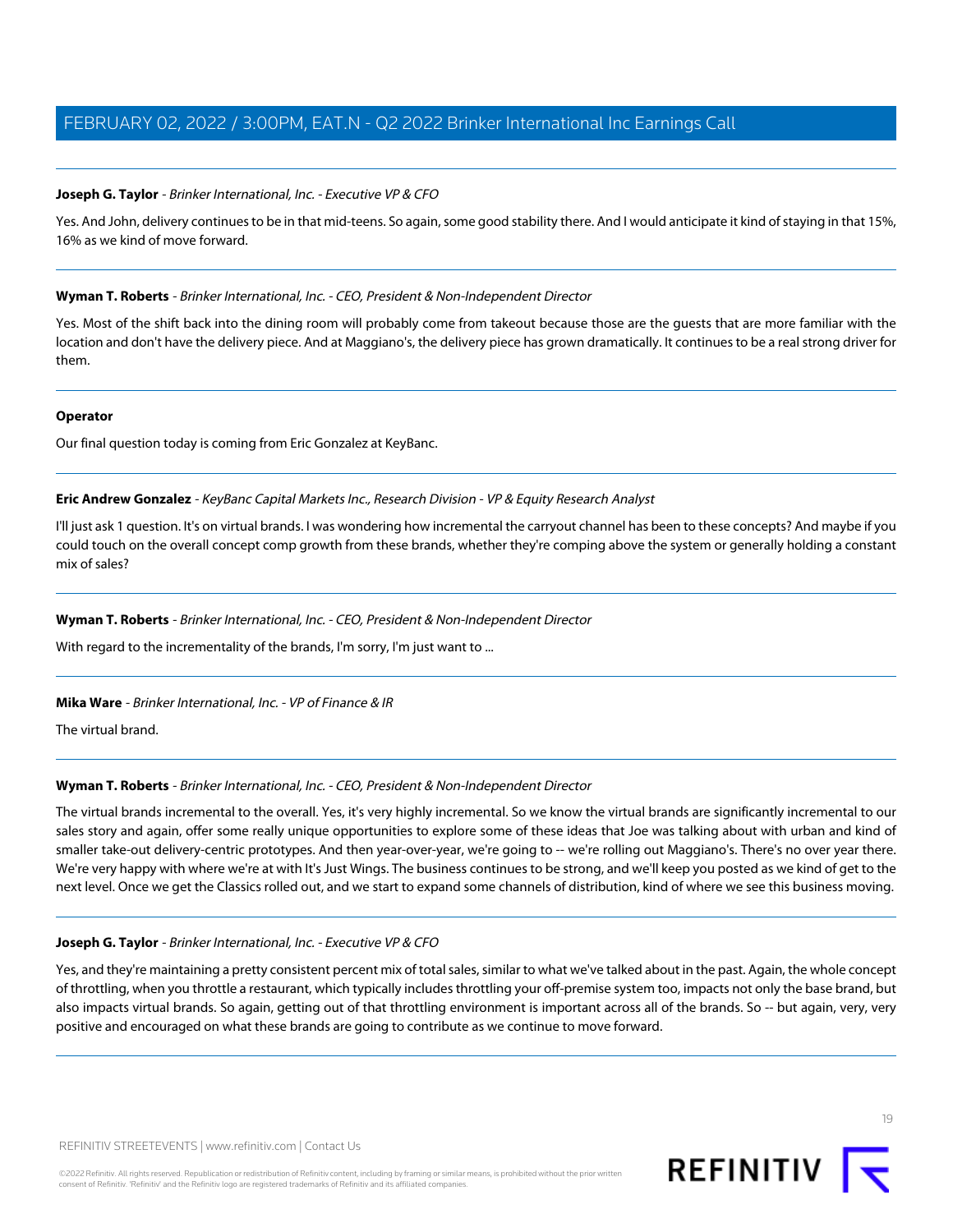**Joseph G. Taylor** - *Brinker International, Inc. - Executive VP & CFO*

Yes. And John, delivery continues to be in that mid-teens. So again, some good stability there. And I would anticipate it kind of staying in that 15%, 16% as we kind of move forward.

---

**Wyman T. Roberts** - *Brinker International, Inc. - CEO, President & Non-Independent Director*

Yes. Most of the shift back into the dining room will probably come from takeout because those are the guests that are more familiar with the location and don't have the delivery piece. And at Maggiano's, the delivery piece has grown dramatically. It continues to be a real strong driver for them.

---

**Operator**

Our final question today is coming from Eric Gonzalez at KeyBanc.

---

**Eric Andrew Gonzalez** - *KeyBanc Capital Markets Inc., Research Division - VP & Equity Research Analyst*

I'll just ask 1 question. It's on virtual brands. I was wondering how incremental the carryout channel has been to these concepts? And maybe if you could touch on the overall concept comp growth from these brands, whether they're comping above the system or generally holding a constant mix of sales?

---

**Wyman T. Roberts** - *Brinker International, Inc. - CEO, President & Non-Independent Director*

With regard to the incrementality of the brands, I'm sorry, I'm just want to ...

---

**Mika Ware** - *Brinker International, Inc. - VP of Finance & IR*

The virtual brand.

---

**Wyman T. Roberts** - *Brinker International, Inc. - CEO, President & Non-Independent Director*

The virtual brands incremental to the overall. Yes, it's very highly incremental. So we know the virtual brands are significantly incremental to our sales story and again, offer some really unique opportunities to explore some of these ideas that Joe was talking about with urban and kind of smaller take-out delivery-centric prototypes. And then year-over-year, we're going to -- we're rolling out Maggiano's. There's no over year there. We're very happy with where we're at with It's Just Wings. The business continues to be strong, and we'll keep you posted as we kind of get to the next level. Once we get the Classics rolled out, and we start to expand some channels of distribution, kind of where we see this business moving.

---

**Joseph G. Taylor** - *Brinker International, Inc. - Executive VP & CFO*

Yes, and they're maintaining a pretty consistent percent mix of total sales, similar to what we've talked about in the past. Again, the whole concept of throttling, when you throttle a restaurant, which typically includes throttling your off-premise system too, impacts not only the base brand, but also impacts virtual brands. So again, getting out of that throttling environment is important across all of the brands. So -- but again, very, very positive and encouraged on what these brands are going to contribute as we continue to move forward.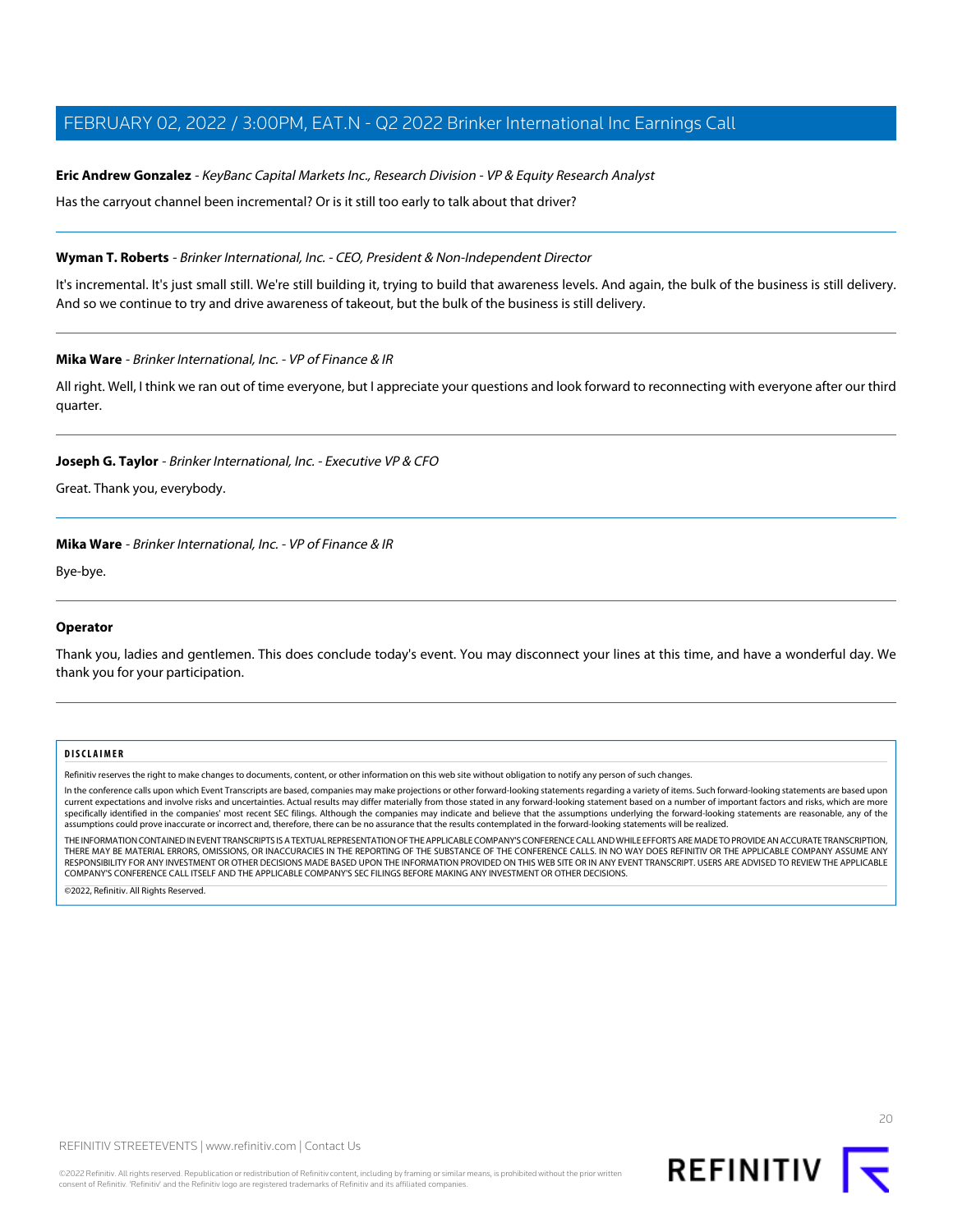**Eric Andrew Gonzalez** - *KeyBanc Capital Markets Inc., Research Division - VP & Equity Research Analyst*

Has the carryout channel been incremental? Or is it still too early to talk about that driver?

---

**Wyman T. Roberts** - *Brinker International, Inc. - CEO, President & Non-Independent Director*

It's incremental. It's just small still. We're still building it, trying to build that awareness levels. And again, the bulk of the business is still delivery. And so we continue to try and drive awareness of takeout, but the bulk of the business is still delivery.

---

**Mika Ware** - *Brinker International, Inc. - VP of Finance & IR*

All right. Well, I think we ran out of time everyone, but I appreciate your questions and look forward to reconnecting with everyone after our third quarter.

---

**Joseph G. Taylor** - *Brinker International, Inc. - Executive VP & CFO*

Great. Thank you, everybody.

---

**Mika Ware** - *Brinker International, Inc. - VP of Finance & IR*

Bye-bye.

---

**Operator**

Thank you, ladies and gentlemen. This does conclude today's event. You may disconnect your lines at this time, and have a wonderful day. We thank you for your participation.

---

**DISCLAIMER**

Refinitiv reserves the right to make changes to documents, content, or other information on this web site without obligation to notify any person of such changes.

In the conference calls upon which Event Transcripts are based, companies may make projections or other forward-looking statements regarding a variety of items. Such forward-looking statements are based upon current expectations and involve risks and uncertainties. Actual results may differ materially from those stated in any forward-looking statement based on a number of important factors and risks, which are more specifically identified in the companies' most recent SEC filings. Although the companies may indicate and believe that the assumptions underlying the forward-looking statements are reasonable, any of the assumptions could prove inaccurate or incorrect and, therefore, there can be no assurance that the results contemplated in the forward-looking statements will be realized.

THE INFORMATION CONTAINED IN EVENT TRANSCRIPTS IS A TEXTUAL REPRESENTATION OF THE APPLICABLE COMPANY'S CONFERENCE CALL AND WHILE EFFORTS ARE MADE TO PROVIDE AN ACCURATE TRANSCRIPTION, THERE MAY BE MATERIAL ERRORS, OMISSIONS, OR INACCURACIES IN THE REPORTING OF THE SUBSTANCE OF THE CONFERENCE CALLS. IN NO WAY DOES REFINITIV OR THE APPLICABLE COMPANY ASSUME ANY RESPONSIBILITY FOR ANY INVESTMENT OR OTHER DECISIONS MADE BASED UPON THE INFORMATION PROVIDED ON THIS WEB SITE OR IN ANY EVENT TRANSCRIPT. USERS ARE ADVISED TO REVIEW THE APPLICABLE COMPANY'S CONFERENCE CALL ITSELF AND THE APPLICABLE COMPANY'S SEC FILINGS BEFORE MAKING ANY INVESTMENT OR OTHER DECISIONS.

©2022, Refinitiv. All Rights Reserved.